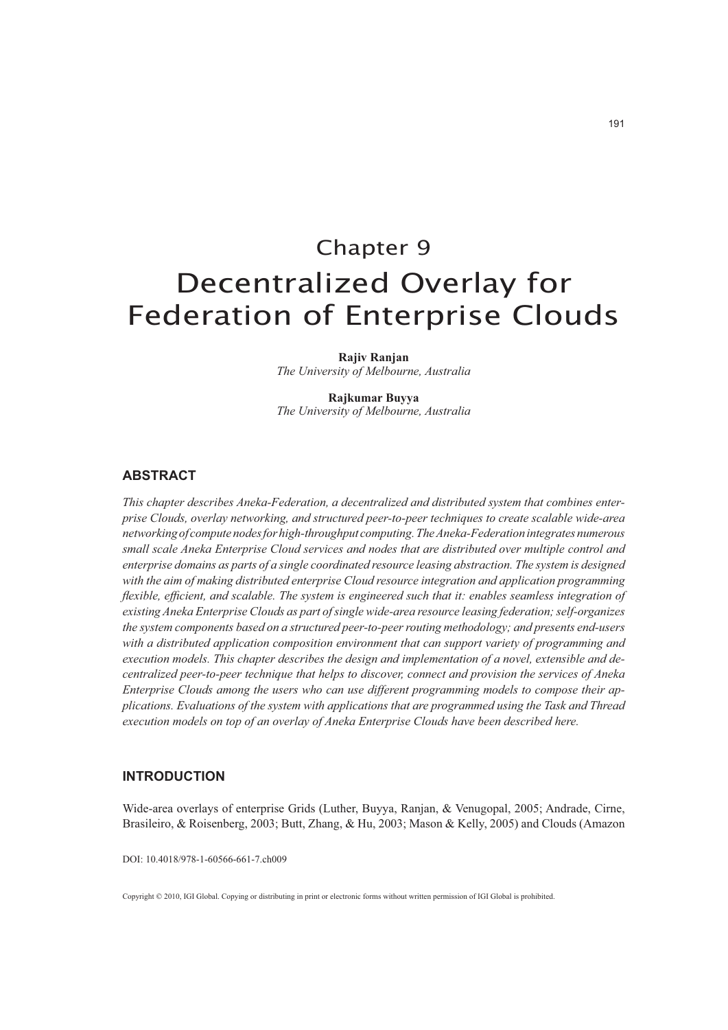# Chapter 9
# Decentralized Overlay for Federation of Enterprise Clouds

**Rajiv Ranjan**
*The University of Melbourne, Australia*

**Rajkumar Buyya**
*The University of Melbourne, Australia*

## ABSTRACT

*This chapter describes Aneka-Federation, a decentralized and distributed system that combines enterprise Clouds, overlay networking, and structured peer-to-peer techniques to create scalable wide-area networking of compute nodes for high-throughput computing. The Aneka-Federation integrates numerous small scale Aneka Enterprise Cloud services and nodes that are distributed over multiple control and enterprise domains as parts of a single coordinated resource leasing abstraction. The system is designed with the aim of making distributed enterprise Cloud resource integration and application programming flexible, efficient, and scalable. The system is engineered such that it: enables seamless integration of existing Aneka Enterprise Clouds as part of single wide-area resource leasing federation; self-organizes the system components based on a structured peer-to-peer routing methodology; and presents end-users with a distributed application composition environment that can support variety of programming and execution models. This chapter describes the design and implementation of a novel, extensible and decentralized peer-to-peer technique that helps to discover, connect and provision the services of Aneka Enterprise Clouds among the users who can use different programming models to compose their applications. Evaluations of the system with applications that are programmed using the Task and Thread execution models on top of an overlay of Aneka Enterprise Clouds have been described here.*

## INTRODUCTION

Wide-area overlays of enterprise Grids (Luther, Buyya, Ranjan, & Venugopal, 2005; Andrade, Cirne, Brasileiro, & Roisenberg, 2003; Butt, Zhang, & Hu, 2003; Mason & Kelly, 2005) and Clouds (Amazon

DOI: 10.4018/978-1-60566-661-7.ch009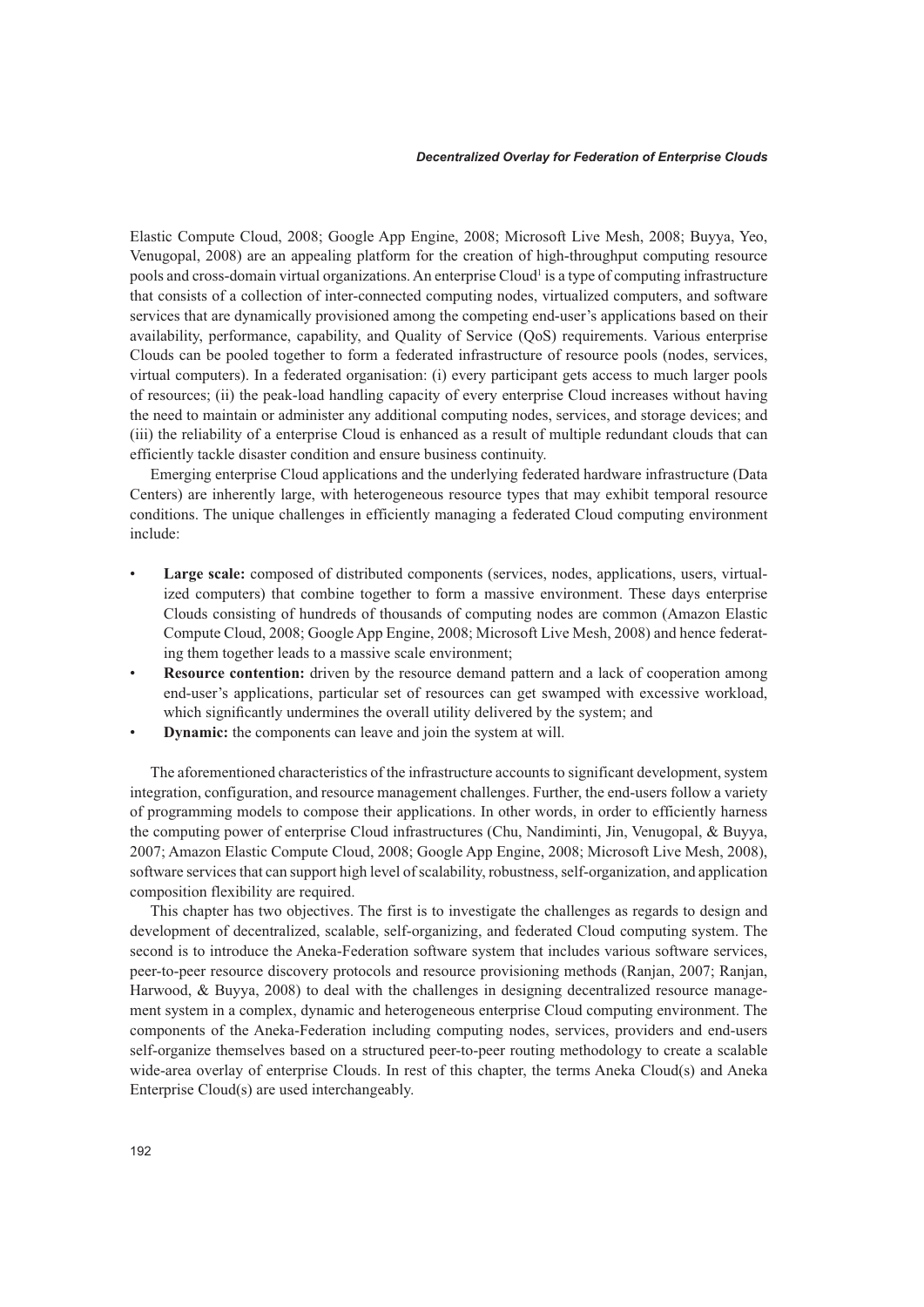Elastic Compute Cloud, 2008; Google App Engine, 2008; Microsoft Live Mesh, 2008; Buyya, Yeo, Venugopal, 2008) are an appealing platform for the creation of high-throughput computing resource pools and cross-domain virtual organizations. An enterprise Cloud[1] is a type of computing infrastructure that consists of a collection of inter-connected computing nodes, virtualized computers, and software services that are dynamically provisioned among the competing end-user's applications based on their availability, performance, capability, and Quality of Service (QoS) requirements. Various enterprise Clouds can be pooled together to form a federated infrastructure of resource pools (nodes, services, virtual computers). In a federated organisation: (i) every participant gets access to much larger pools of resources; (ii) the peak-load handling capacity of every enterprise Cloud increases without having the need to maintain or administer any additional computing nodes, services, and storage devices; and (iii) the reliability of a enterprise Cloud is enhanced as a result of multiple redundant clouds that can efficiently tackle disaster condition and ensure business continuity.

Emerging enterprise Cloud applications and the underlying federated hardware infrastructure (Data Centers) are inherently large, with heterogeneous resource types that may exhibit temporal resource conditions. The unique challenges in efficiently managing a federated Cloud computing environment include:

- **Large scale:** composed of distributed components (services, nodes, applications, users, virtualized computers) that combine together to form a massive environment. These days enterprise Clouds consisting of hundreds of thousands of computing nodes are common (Amazon Elastic Compute Cloud, 2008; Google App Engine, 2008; Microsoft Live Mesh, 2008) and hence federating them together leads to a massive scale environment;
- **Resource contention:** driven by the resource demand pattern and a lack of cooperation among end-user's applications, particular set of resources can get swamped with excessive workload, which significantly undermines the overall utility delivered by the system; and
- **Dynamic:** the components can leave and join the system at will.

The aforementioned characteristics of the infrastructure accounts to significant development, system integration, configuration, and resource management challenges. Further, the end-users follow a variety of programming models to compose their applications. In other words, in order to efficiently harness the computing power of enterprise Cloud infrastructures (Chu, Nandiminti, Jin, Venugopal, & Buyya, 2007; Amazon Elastic Compute Cloud, 2008; Google App Engine, 2008; Microsoft Live Mesh, 2008), software services that can support high level of scalability, robustness, self-organization, and application composition flexibility are required.

This chapter has two objectives. The first is to investigate the challenges as regards to design and development of decentralized, scalable, self-organizing, and federated Cloud computing system. The second is to introduce the Aneka-Federation software system that includes various software services, peer-to-peer resource discovery protocols and resource provisioning methods (Ranjan, 2007; Ranjan, Harwood, & Buyya, 2008) to deal with the challenges in designing decentralized resource management system in a complex, dynamic and heterogeneous enterprise Cloud computing environment. The components of the Aneka-Federation including computing nodes, services, providers and end-users self-organize themselves based on a structured peer-to-peer routing methodology to create a scalable wide-area overlay of enterprise Clouds. In rest of this chapter, the terms Aneka Cloud(s) and Aneka Enterprise Cloud(s) are used interchangeably.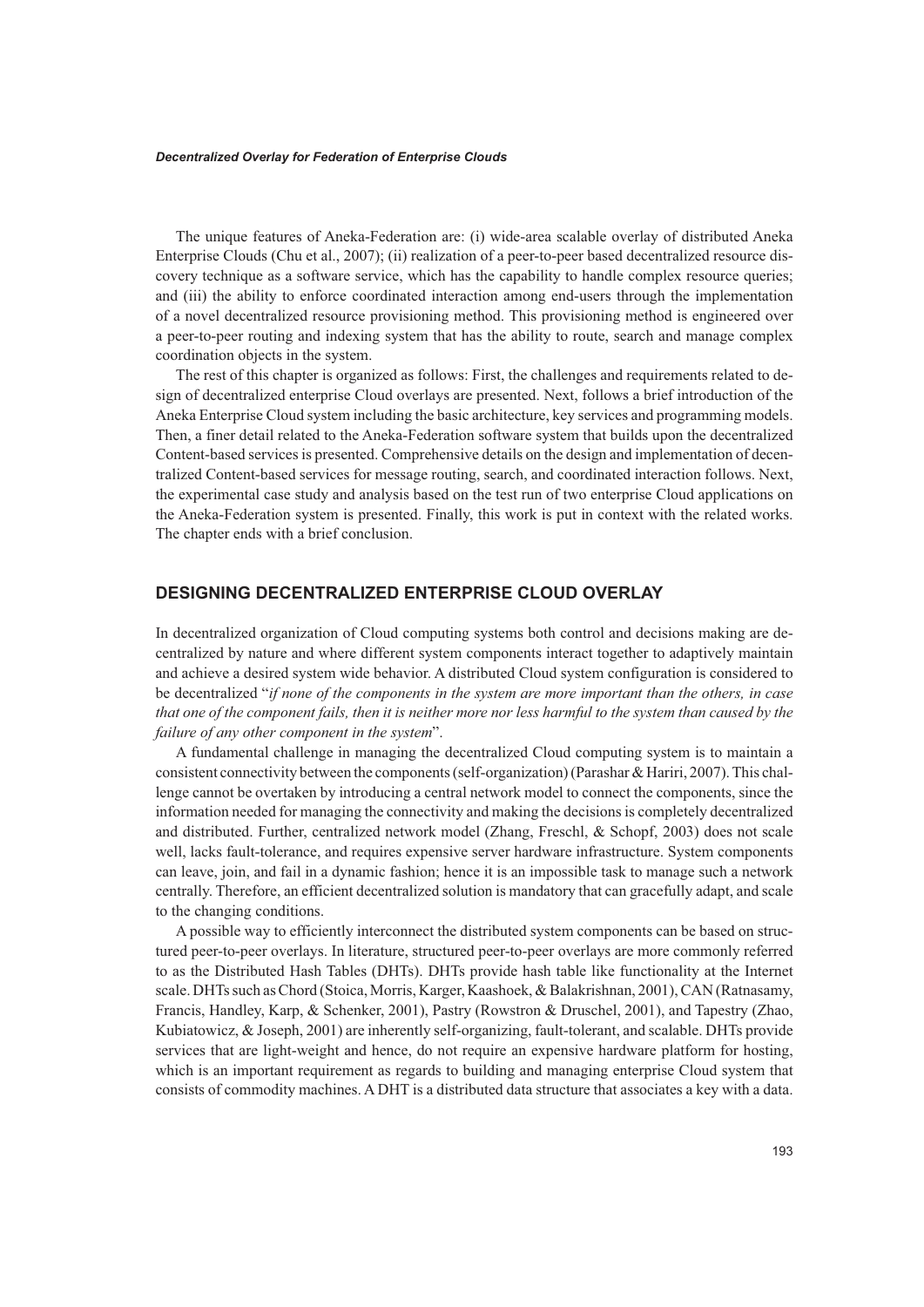The unique features of Aneka-Federation are: (i) wide-area scalable overlay of distributed Aneka Enterprise Clouds (Chu et al., 2007); (ii) realization of a peer-to-peer based decentralized resource discovery technique as a software service, which has the capability to handle complex resource queries; and (iii) the ability to enforce coordinated interaction among end-users through the implementation of a novel decentralized resource provisioning method. This provisioning method is engineered over a peer-to-peer routing and indexing system that has the ability to route, search and manage complex coordination objects in the system.

The rest of this chapter is organized as follows: First, the challenges and requirements related to design of decentralized enterprise Cloud overlays are presented. Next, follows a brief introduction of the Aneka Enterprise Cloud system including the basic architecture, key services and programming models. Then, a finer detail related to the Aneka-Federation software system that builds upon the decentralized Content-based services is presented. Comprehensive details on the design and implementation of decentralized Content-based services for message routing, search, and coordinated interaction follows. Next, the experimental case study and analysis based on the test run of two enterprise Cloud applications on the Aneka-Federation system is presented. Finally, this work is put in context with the related works. The chapter ends with a brief conclusion.

## DESIGNING DECENTRALIZED ENTERPRISE CLOUD OVERLAY

In decentralized organization of Cloud computing systems both control and decisions making are decentralized by nature and where different system components interact together to adaptively maintain and achieve a desired system wide behavior. A distributed Cloud system configuration is considered to be decentralized "*if none of the components in the system are more important than the others, in case that one of the component fails, then it is neither more nor less harmful to the system than caused by the failure of any other component in the system*".

A fundamental challenge in managing the decentralized Cloud computing system is to maintain a consistent connectivity between the components (self-organization) (Parashar & Hariri, 2007). This challenge cannot be overtaken by introducing a central network model to connect the components, since the information needed for managing the connectivity and making the decisions is completely decentralized and distributed. Further, centralized network model (Zhang, Freschl, & Schopf, 2003) does not scale well, lacks fault-tolerance, and requires expensive server hardware infrastructure. System components can leave, join, and fail in a dynamic fashion; hence it is an impossible task to manage such a network centrally. Therefore, an efficient decentralized solution is mandatory that can gracefully adapt, and scale to the changing conditions.

A possible way to efficiently interconnect the distributed system components can be based on structured peer-to-peer overlays. In literature, structured peer-to-peer overlays are more commonly referred to as the Distributed Hash Tables (DHTs). DHTs provide hash table like functionality at the Internet scale. DHTs such as Chord (Stoica, Morris, Karger, Kaashoek, & Balakrishnan, 2001), CAN (Ratnasamy, Francis, Handley, Karp, & Schenker, 2001), Pastry (Rowstron & Druschel, 2001), and Tapestry (Zhao, Kubiatowicz, & Joseph, 2001) are inherently self-organizing, fault-tolerant, and scalable. DHTs provide services that are light-weight and hence, do not require an expensive hardware platform for hosting, which is an important requirement as regards to building and managing enterprise Cloud system that consists of commodity machines. A DHT is a distributed data structure that associates a key with a data.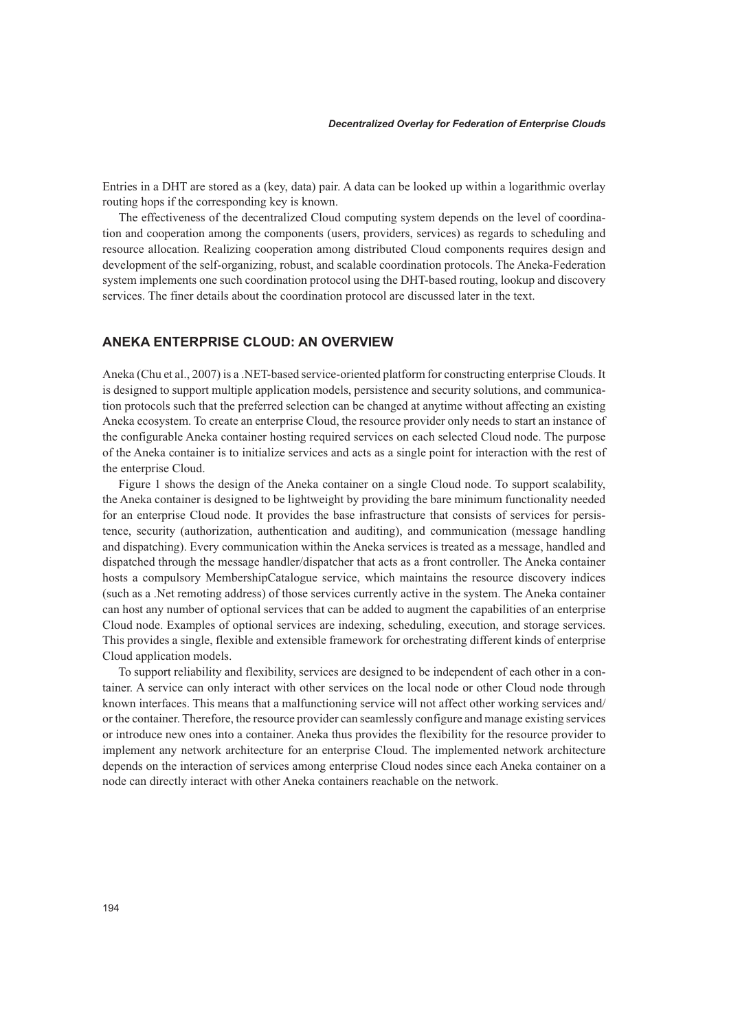Entries in a DHT are stored as a (key, data) pair. A data can be looked up within a logarithmic overlay routing hops if the corresponding key is known.

The effectiveness of the decentralized Cloud computing system depends on the level of coordination and cooperation among the components (users, providers, services) as regards to scheduling and resource allocation. Realizing cooperation among distributed Cloud components requires design and development of the self-organizing, robust, and scalable coordination protocols. The Aneka-Federation system implements one such coordination protocol using the DHT-based routing, lookup and discovery services. The finer details about the coordination protocol are discussed later in the text.

## ANEKA ENTERPRISE CLOUD: AN OVERVIEW

Aneka (Chu et al., 2007) is a .NET-based service-oriented platform for constructing enterprise Clouds. It is designed to support multiple application models, persistence and security solutions, and communication protocols such that the preferred selection can be changed at anytime without affecting an existing Aneka ecosystem. To create an enterprise Cloud, the resource provider only needs to start an instance of the configurable Aneka container hosting required services on each selected Cloud node. The purpose of the Aneka container is to initialize services and acts as a single point for interaction with the rest of the enterprise Cloud.

Figure 1 shows the design of the Aneka container on a single Cloud node. To support scalability, the Aneka container is designed to be lightweight by providing the bare minimum functionality needed for an enterprise Cloud node. It provides the base infrastructure that consists of services for persistence, security (authorization, authentication and auditing), and communication (message handling and dispatching). Every communication within the Aneka services is treated as a message, handled and dispatched through the message handler/dispatcher that acts as a front controller. The Aneka container hosts a compulsory MembershipCatalogue service, which maintains the resource discovery indices (such as a .Net remoting address) of those services currently active in the system. The Aneka container can host any number of optional services that can be added to augment the capabilities of an enterprise Cloud node. Examples of optional services are indexing, scheduling, execution, and storage services. This provides a single, flexible and extensible framework for orchestrating different kinds of enterprise Cloud application models.

To support reliability and flexibility, services are designed to be independent of each other in a container. A service can only interact with other services on the local node or other Cloud node through known interfaces. This means that a malfunctioning service will not affect other working services and/or the container. Therefore, the resource provider can seamlessly configure and manage existing services or introduce new ones into a container. Aneka thus provides the flexibility for the resource provider to implement any network architecture for an enterprise Cloud. The implemented network architecture depends on the interaction of services among enterprise Cloud nodes since each Aneka container on a node can directly interact with other Aneka containers reachable on the network.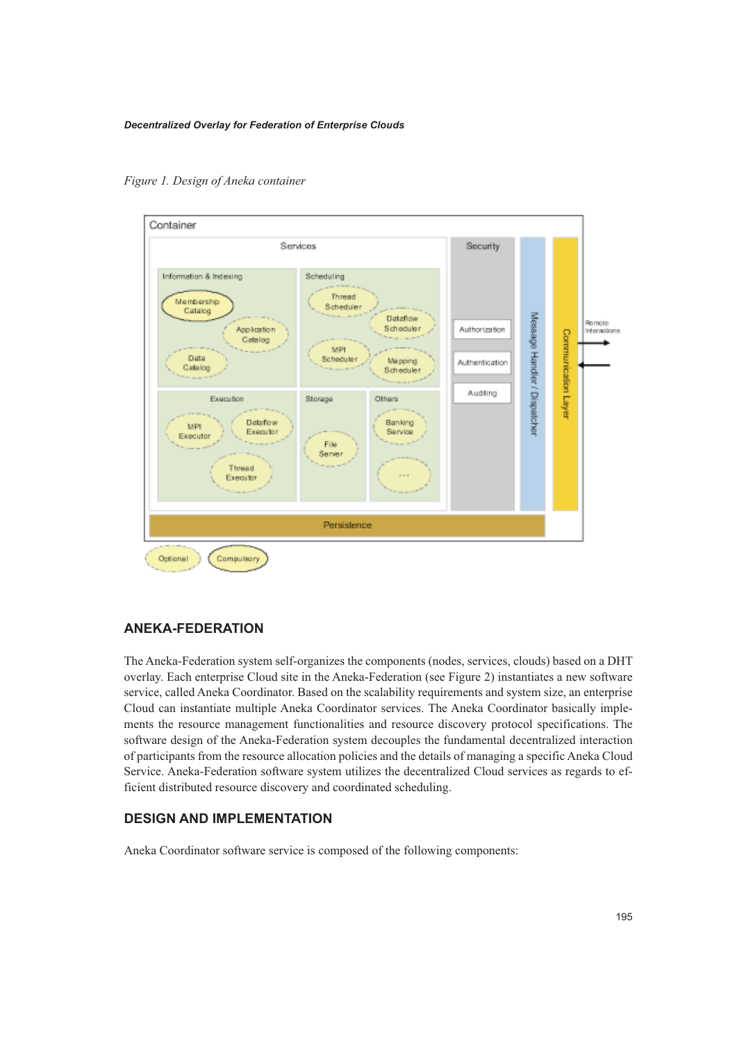*Figure 1. Design of Aneka container*

## ANEKA-FEDERATION

The Aneka-Federation system self-organizes the components (nodes, services, clouds) based on a DHT overlay. Each enterprise Cloud site in the Aneka-Federation (see Figure 2) instantiates a new software service, called Aneka Coordinator. Based on the scalability requirements and system size, an enterprise Cloud can instantiate multiple Aneka Coordinator services. The Aneka Coordinator basically implements the resource management functionalities and resource discovery protocol specifications. The software design of the Aneka-Federation system decouples the fundamental decentralized interaction of participants from the resource allocation policies and the details of managing a specific Aneka Cloud Service. Aneka-Federation software system utilizes the decentralized Cloud services as regards to efficient distributed resource discovery and coordinated scheduling.

## DESIGN AND IMPLEMENTATION

Aneka Coordinator software service is composed of the following components: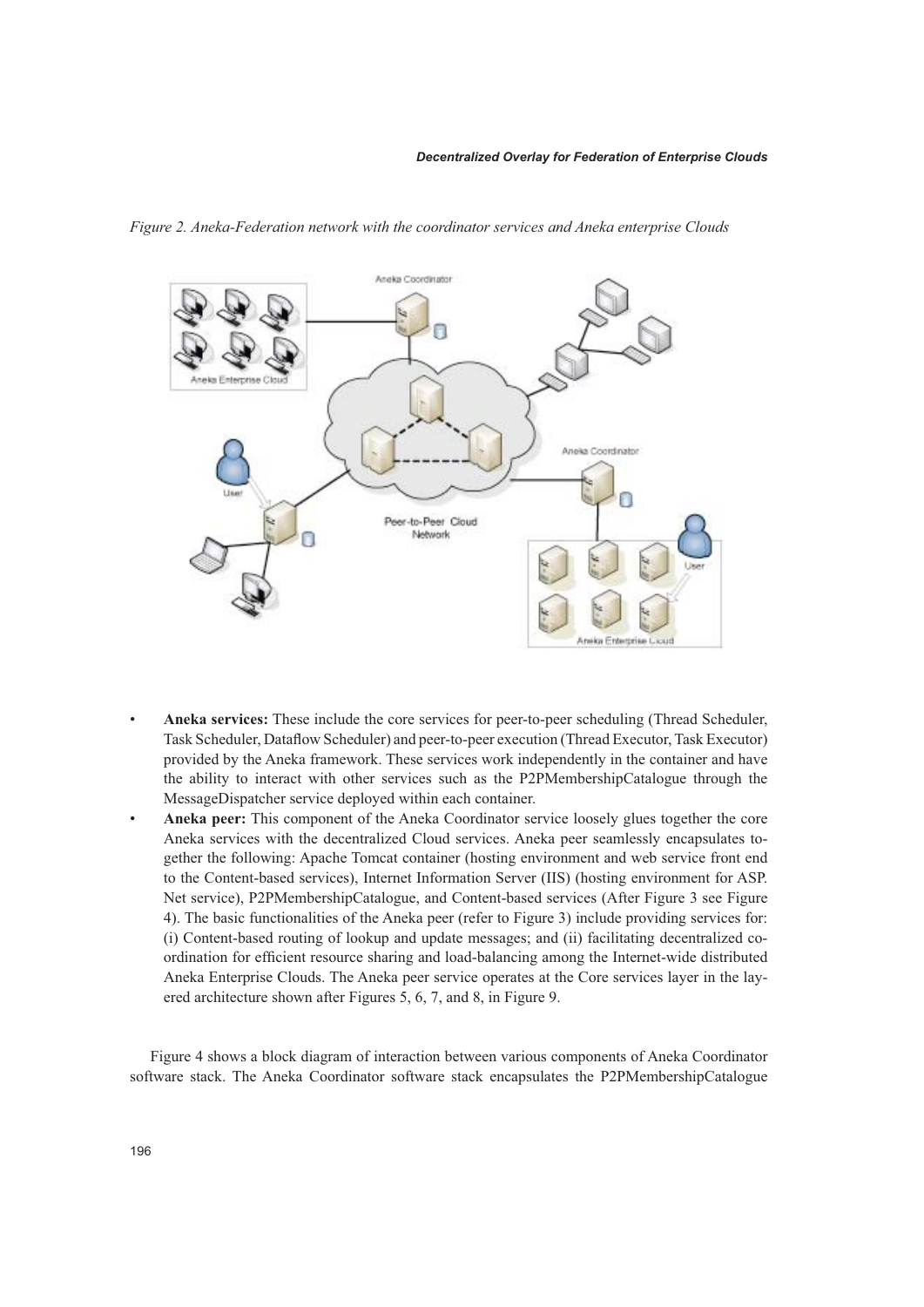*Figure 2. Aneka-Federation network with the coordinator services and Aneka enterprise Clouds*

- **Aneka services:** These include the core services for peer-to-peer scheduling (Thread Scheduler, Task Scheduler, Dataflow Scheduler) and peer-to-peer execution (Thread Executor, Task Executor) provided by the Aneka framework. These services work independently in the container and have the ability to interact with other services such as the P2PMembershipCatalogue through the MessageDispatcher service deployed within each container.
- **Aneka peer:** This component of the Aneka Coordinator service loosely glues together the core Aneka services with the decentralized Cloud services. Aneka peer seamlessly encapsulates together the following: Apache Tomcat container (hosting environment and web service front end to the Content-based services), Internet Information Server (IIS) (hosting environment for ASP. Net service), P2PMembershipCatalogue, and Content-based services (After Figure 3 see Figure 4). The basic functionalities of the Aneka peer (refer to Figure 3) include providing services for: (i) Content-based routing of lookup and update messages; and (ii) facilitating decentralized coordination for efficient resource sharing and load-balancing among the Internet-wide distributed Aneka Enterprise Clouds. The Aneka peer service operates at the Core services layer in the layered architecture shown after Figures 5, 6, 7, and 8, in Figure 9.

Figure 4 shows a block diagram of interaction between various components of Aneka Coordinator software stack. The Aneka Coordinator software stack encapsulates the P2PMembershipCatalogue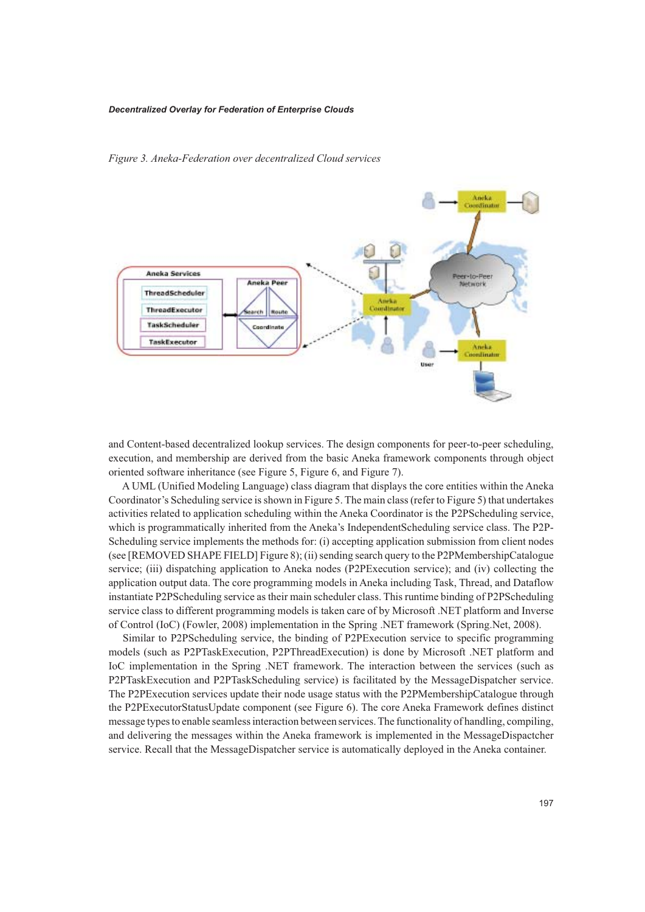*Figure 3. Aneka-Federation over decentralized Cloud services*

and Content-based decentralized lookup services. The design components for peer-to-peer scheduling, execution, and membership are derived from the basic Aneka framework components through object oriented software inheritance (see Figure 5, Figure 6, and Figure 7).

A UML (Unified Modeling Language) class diagram that displays the core entities within the Aneka Coordinator's Scheduling service is shown in Figure 5. The main class (refer to Figure 5) that undertakes activities related to application scheduling within the Aneka Coordinator is the P2PScheduling service, which is programmatically inherited from the Aneka's IndependentScheduling service class. The P2P-Scheduling service implements the methods for: (i) accepting application submission from client nodes (see [REMOVED SHAPE FIELD] Figure 8); (ii) sending search query to the P2PMembershipCatalogue service; (iii) dispatching application to Aneka nodes (P2PExecution service); and (iv) collecting the application output data. The core programming models in Aneka including Task, Thread, and Dataflow instantiate P2PScheduling service as their main scheduler class. This runtime binding of P2PScheduling service class to different programming models is taken care of by Microsoft .NET platform and Inverse of Control (IoC) (Fowler, 2008) implementation in the Spring .NET framework (Spring.Net, 2008).

Similar to P2PScheduling service, the binding of P2PExecution service to specific programming models (such as P2PTaskExecution, P2PThreadExecution) is done by Microsoft .NET platform and IoC implementation in the Spring .NET framework. The interaction between the services (such as P2PTaskExecution and P2PTaskScheduling service) is facilitated by the MessageDispatcher service. The P2PExecution services update their node usage status with the P2PMembershipCatalogue through the P2PExecutorStatusUpdate component (see Figure 6). The core Aneka Framework defines distinct message types to enable seamless interaction between services. The functionality of handling, compiling, and delivering the messages within the Aneka framework is implemented in the MessageDispactcher service. Recall that the MessageDispatcher service is automatically deployed in the Aneka container.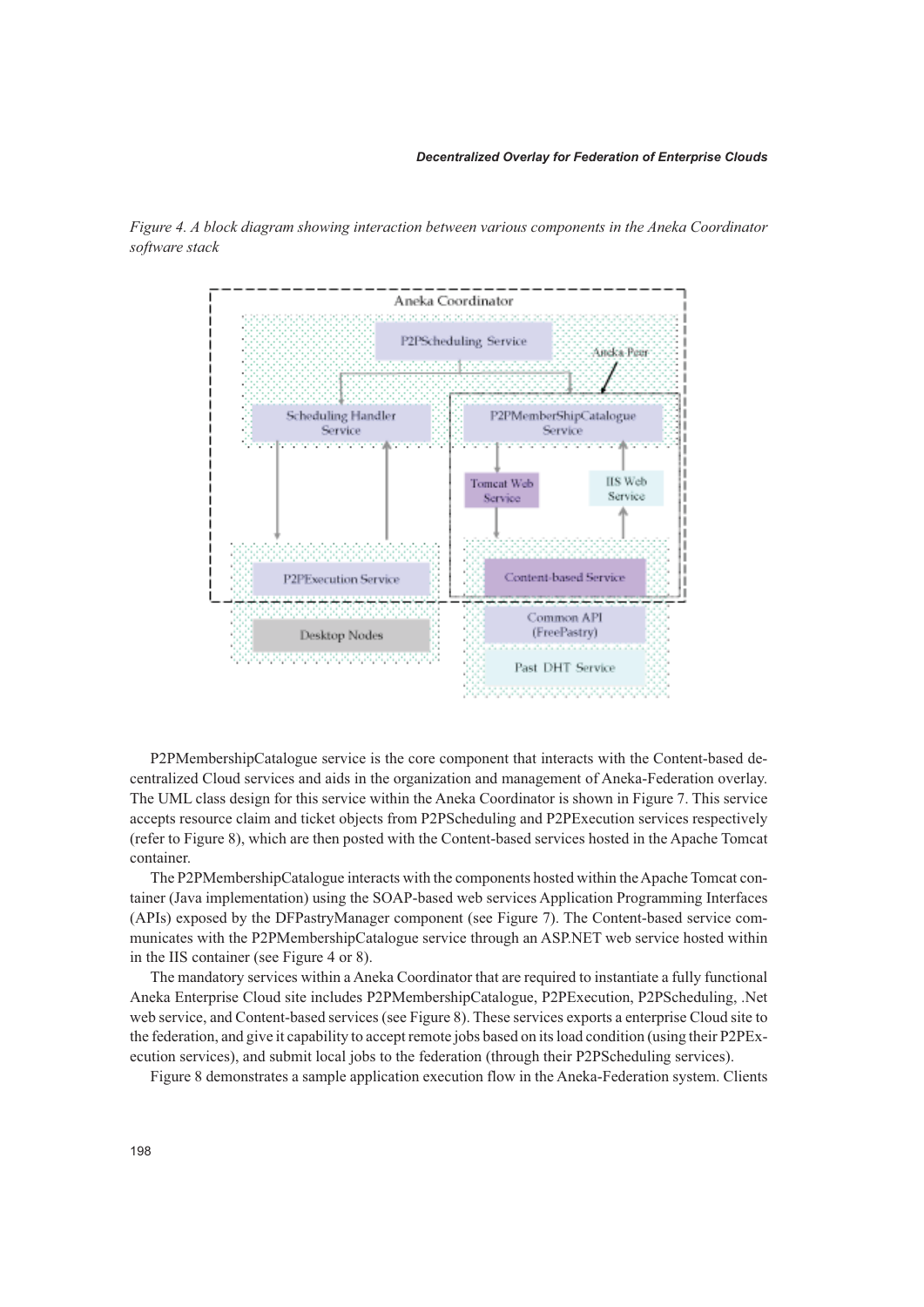*Figure 4. A block diagram showing interaction between various components in the Aneka Coordinator software stack*

P2PMembershipCatalogue service is the core component that interacts with the Content-based decentralized Cloud services and aids in the organization and management of Aneka-Federation overlay. The UML class design for this service within the Aneka Coordinator is shown in Figure 7. This service accepts resource claim and ticket objects from P2PScheduling and P2PExecution services respectively (refer to Figure 8), which are then posted with the Content-based services hosted in the Apache Tomcat container.

The P2PMembershipCatalogue interacts with the components hosted within the Apache Tomcat container (Java implementation) using the SOAP-based web services Application Programming Interfaces (APIs) exposed by the DFPastryManager component (see Figure 7). The Content-based service communicates with the P2PMembershipCatalogue service through an ASP.NET web service hosted within in the IIS container (see Figure 4 or 8).

The mandatory services within a Aneka Coordinator that are required to instantiate a fully functional Aneka Enterprise Cloud site includes P2PMembershipCatalogue, P2PExecution, P2PScheduling, .Net web service, and Content-based services (see Figure 8). These services exports a enterprise Cloud site to the federation, and give it capability to accept remote jobs based on its load condition (using their P2PExecution services), and submit local jobs to the federation (through their P2PScheduling services).

Figure 8 demonstrates a sample application execution flow in the Aneka-Federation system. Clients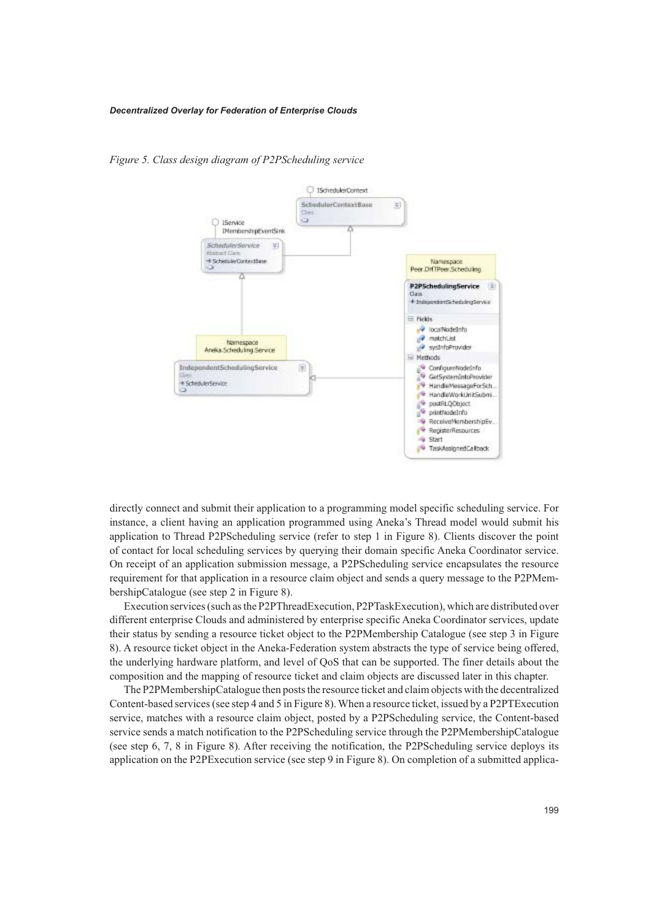*Figure 5. Class design diagram of P2PScheduling service*

directly connect and submit their application to a programming model specific scheduling service. For instance, a client having an application programmed using Aneka's Thread model would submit his application to Thread P2PScheduling service (refer to step 1 in Figure 8). Clients discover the point of contact for local scheduling services by querying their domain specific Aneka Coordinator service. On receipt of an application submission message, a P2PScheduling service encapsulates the resource requirement for that application in a resource claim object and sends a query message to the P2PMembershipCatalogue (see step 2 in Figure 8).

Execution services (such as the P2PThreadExecution, P2PTaskExecution), which are distributed over different enterprise Clouds and administered by enterprise specific Aneka Coordinator services, update their status by sending a resource ticket object to the P2PMembership Catalogue (see step 3 in Figure 8). A resource ticket object in the Aneka-Federation system abstracts the type of service being offered, the underlying hardware platform, and level of QoS that can be supported. The finer details about the composition and the mapping of resource ticket and claim objects are discussed later in this chapter.

The P2PMembershipCatalogue then posts the resource ticket and claim objects with the decentralized Content-based services (see step 4 and 5 in Figure 8). When a resource ticket, issued by a P2PTExecution service, matches with a resource claim object, posted by a P2PScheduling service, the Content-based service sends a match notification to the P2PScheduling service through the P2PMembershipCatalogue (see step 6, 7, 8 in Figure 8). After receiving the notification, the P2PScheduling service deploys its application on the P2PExecution service (see step 9 in Figure 8). On completion of a submitted applica-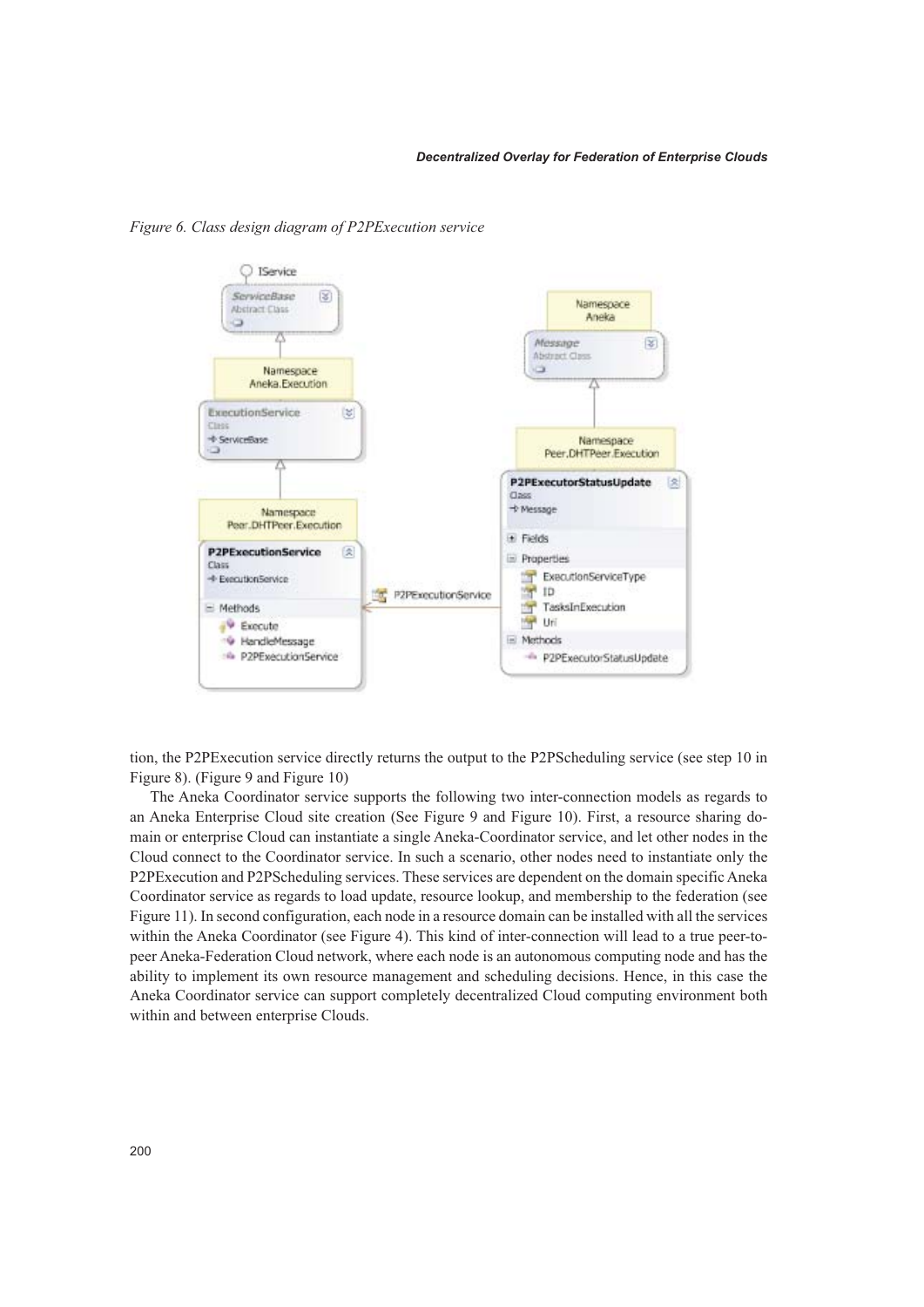*Figure 6. Class design diagram of P2PExecution service*

tion, the P2PExecution service directly returns the output to the P2PScheduling service (see step 10 in Figure 8). (Figure 9 and Figure 10)

The Aneka Coordinator service supports the following two inter-connection models as regards to an Aneka Enterprise Cloud site creation (See Figure 9 and Figure 10). First, a resource sharing domain or enterprise Cloud can instantiate a single Aneka-Coordinator service, and let other nodes in the Cloud connect to the Coordinator service. In such a scenario, other nodes need to instantiate only the P2PExecution and P2PScheduling services. These services are dependent on the domain specific Aneka Coordinator service as regards to load update, resource lookup, and membership to the federation (see Figure 11). In second configuration, each node in a resource domain can be installed with all the services within the Aneka Coordinator (see Figure 4). This kind of inter-connection will lead to a true peer-to-peer Aneka-Federation Cloud network, where each node is an autonomous computing node and has the ability to implement its own resource management and scheduling decisions. Hence, in this case the Aneka Coordinator service can support completely decentralized Cloud computing environment both within and between enterprise Clouds.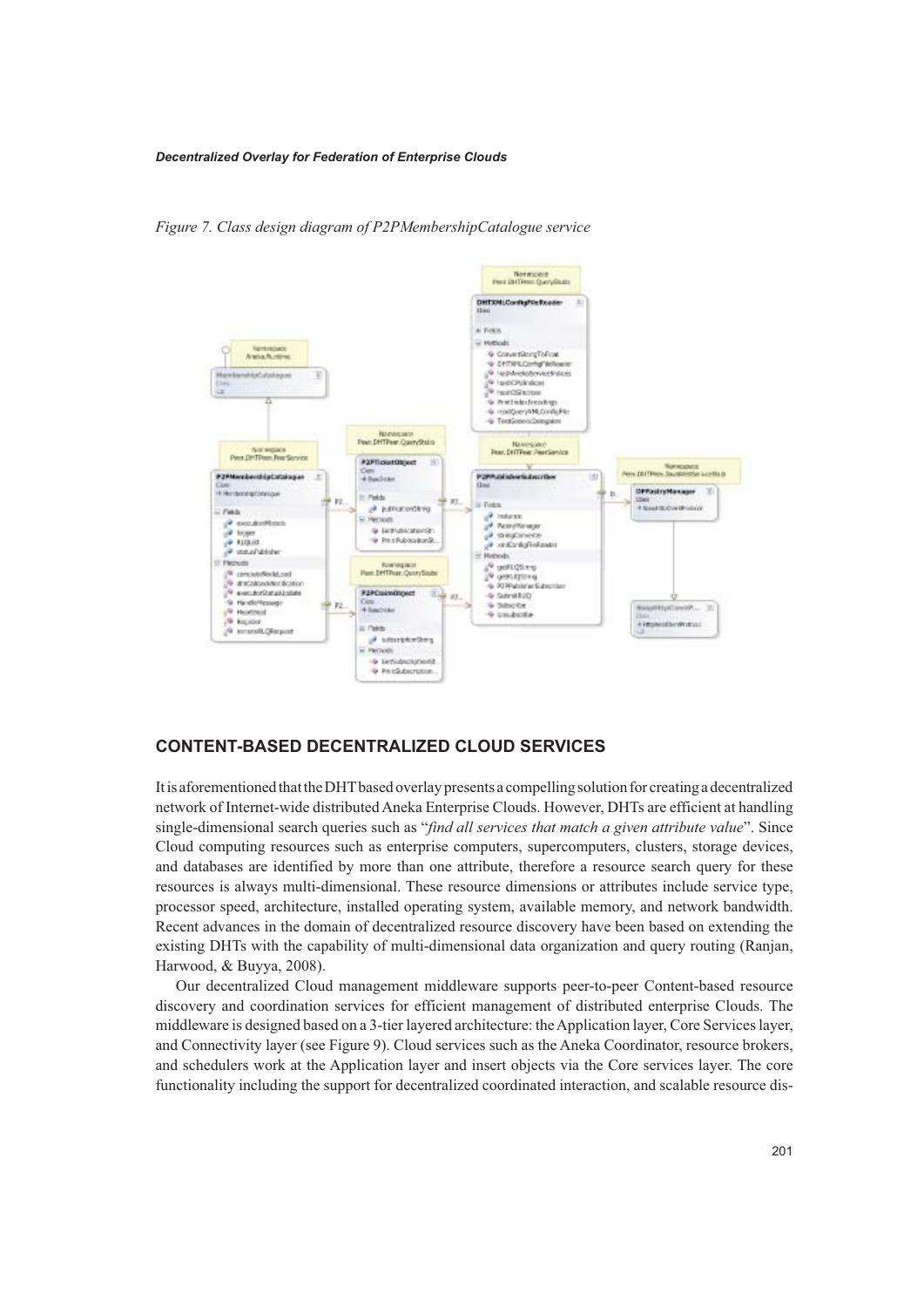*Figure 7. Class design diagram of P2PMembershipCatalogue service*

## CONTENT-BASED DECENTRALIZED CLOUD SERVICES

It is aforementioned that the DHT based overlay presents a compelling solution for creating a decentralized network of Internet-wide distributed Aneka Enterprise Clouds. However, DHTs are efficient at handling single-dimensional search queries such as "*find all services that match a given attribute value*". Since Cloud computing resources such as enterprise computers, supercomputers, clusters, storage devices, and databases are identified by more than one attribute, therefore a resource search query for these resources is always multi-dimensional. These resource dimensions or attributes include service type, processor speed, architecture, installed operating system, available memory, and network bandwidth. Recent advances in the domain of decentralized resource discovery have been based on extending the existing DHTs with the capability of multi-dimensional data organization and query routing (Ranjan, Harwood, & Buyya, 2008).

Our decentralized Cloud management middleware supports peer-to-peer Content-based resource discovery and coordination services for efficient management of distributed enterprise Clouds. The middleware is designed based on a 3-tier layered architecture: the Application layer, Core Services layer, and Connectivity layer (see Figure 9). Cloud services such as the Aneka Coordinator, resource brokers, and schedulers work at the Application layer and insert objects via the Core services layer. The core functionality including the support for decentralized coordinated interaction, and scalable resource dis-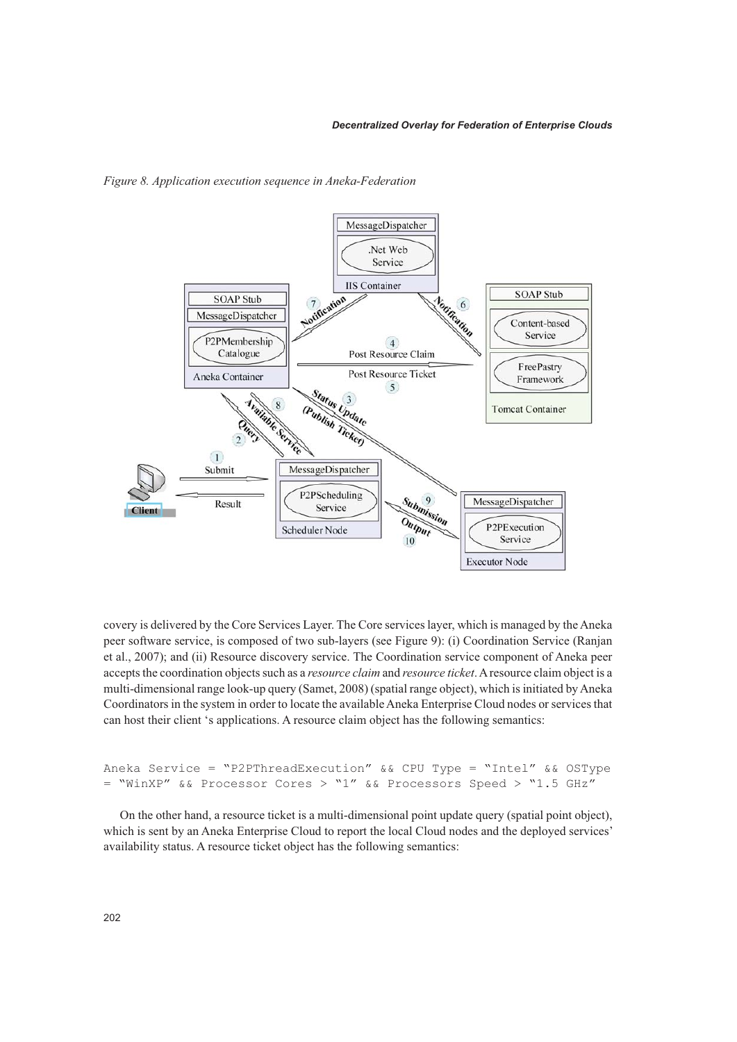*Figure 8. Application execution sequence in Aneka-Federation*

covery is delivered by the Core Services Layer. The Core services layer, which is managed by the Aneka peer software service, is composed of two sub-layers (see Figure 9): (i) Coordination Service (Ranjan et al., 2007); and (ii) Resource discovery service. The Coordination service component of Aneka peer accepts the coordination objects such as a *resource claim* and *resource ticket*. A resource claim object is a multi-dimensional range look-up query (Samet, 2008) (spatial range object), which is initiated by Aneka Coordinators in the system in order to locate the available Aneka Enterprise Cloud nodes or services that can host their client 's applications. A resource claim object has the following semantics:

```
Aneka Service = “P2PThreadExecution” && CPU Type = “Intel” && OSType
= “WinXP” && Processor Cores > “1” && Processors Speed > “1.5 GHz”
```

On the other hand, a resource ticket is a multi-dimensional point update query (spatial point object), which is sent by an Aneka Enterprise Cloud to report the local Cloud nodes and the deployed services' availability status. A resource ticket object has the following semantics: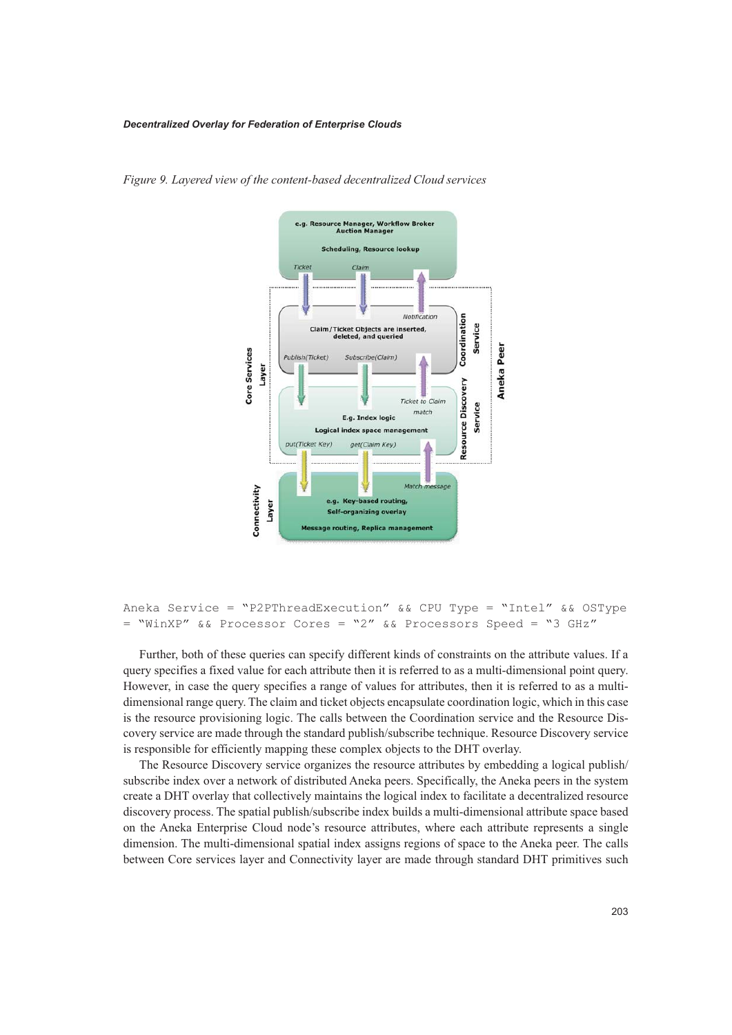*Figure 9. Layered view of the content-based decentralized Cloud services*

```
Aneka Service = "P2PThreadExecution" && CPU Type = "Intel" && OSType
= "WinXP" && Processor Cores = "2" && Processors Speed = "3 GHz"
```

Further, both of these queries can specify different kinds of constraints on the attribute values. If a query specifies a fixed value for each attribute then it is referred to as a multi-dimensional point query. However, in case the query specifies a range of values for attributes, then it is referred to as a multi-dimensional range query. The claim and ticket objects encapsulate coordination logic, which in this case is the resource provisioning logic. The calls between the Coordination service and the Resource Discovery service are made through the standard publish/subscribe technique. Resource Discovery service is responsible for efficiently mapping these complex objects to the DHT overlay.

The Resource Discovery service organizes the resource attributes by embedding a logical publish/subscribe index over a network of distributed Aneka peers. Specifically, the Aneka peers in the system create a DHT overlay that collectively maintains the logical index to facilitate a decentralized resource discovery process. The spatial publish/subscribe index builds a multi-dimensional attribute space based on the Aneka Enterprise Cloud node's resource attributes, where each attribute represents a single dimension. The multi-dimensional spatial index assigns regions of space to the Aneka peer. The calls between Core services layer and Connectivity layer are made through standard DHT primitives such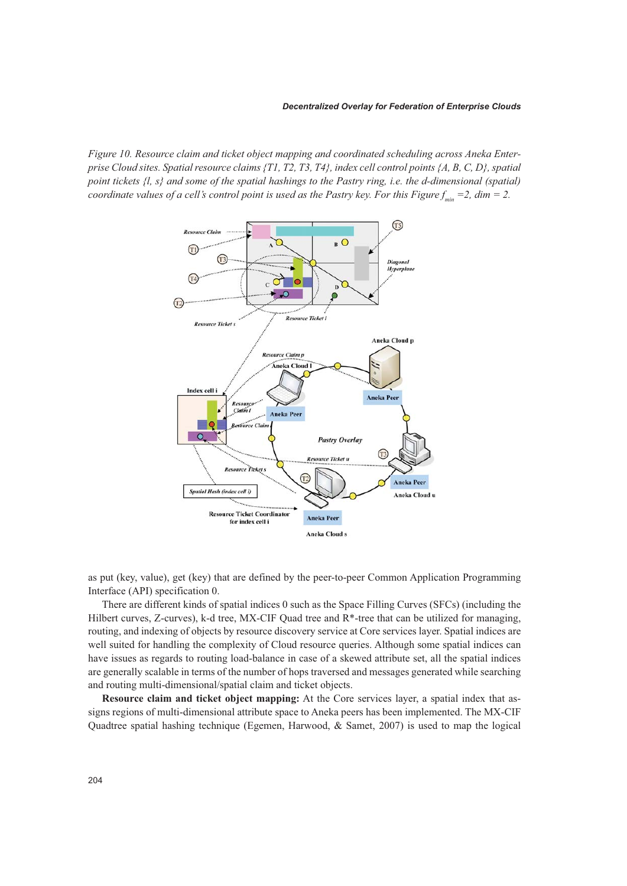*Figure 10. Resource claim and ticket object mapping and coordinated scheduling across Aneka Enterprise Cloud sites. Spatial resource claims {T1, T2, T3, T4}, index cell control points {A, B, C, D}, spatial point tickets {l, s} and some of the spatial hashings to the Pastry ring, i.e. the d-dimensional (spatial) coordinate values of a cell's control point is used as the Pastry key. For this Figure $f_{min}$ =2, dim = 2.*

as put (key, value), get (key) that are defined by the peer-to-peer Common Application Programming Interface (API) specification 0.

There are different kinds of spatial indices 0 such as the Space Filling Curves (SFCs) (including the Hilbert curves, Z-curves), k-d tree, MX-CIF Quad tree and R*-tree that can be utilized for managing, routing, and indexing of objects by resource discovery service at Core services layer. Spatial indices are well suited for handling the complexity of Cloud resource queries. Although some spatial indices can have issues as regards to routing load-balance in case of a skewed attribute set, all the spatial indices are generally scalable in terms of the number of hops traversed and messages generated while searching and routing multi-dimensional/spatial claim and ticket objects.

**Resource claim and ticket object mapping:** At the Core services layer, a spatial index that assigns regions of multi-dimensional attribute space to Aneka peers has been implemented. The MX-CIF Quadtree spatial hashing technique (Egemen, Harwood, & Samet, 2007) is used to map the logical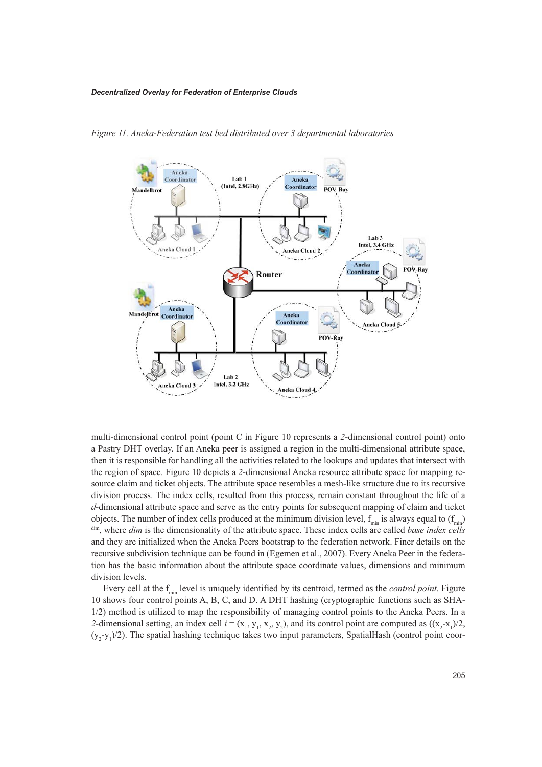Figure 11. Aneka-Federation test bed distributed over 3 departmental laboratories

multi-dimensional control point (point C in Figure 10 represents a *2*-dimensional control point) onto a Pastry DHT overlay. If an Aneka peer is assigned a region in the multi-dimensional attribute space, then it is responsible for handling all the activities related to the lookups and updates that intersect with the region of space. Figure 10 depicts a *2*-dimensional Aneka resource attribute space for mapping resource claim and ticket objects. The attribute space resembles a mesh-like structure due to its recursive division process. The index cells, resulted from this process, remain constant throughout the life of a *d*-dimensional attribute space and serve as the entry points for subsequent mapping of claim and ticket objects. The number of index cells produced at the minimum division level, $f_{min}$ is always equal to $(f_{min})^{dim}$, where *dim* is the dimensionality of the attribute space. These index cells are called *base index cells* and they are initialized when the Aneka Peers bootstrap to the federation network. Finer details on the recursive subdivision technique can be found in (Egemen et al., 2007). Every Aneka Peer in the federation has the basic information about the attribute space coordinate values, dimensions and minimum division levels.

Every cell at the $f_{min}$ level is uniquely identified by its centroid, termed as the *control point*. Figure 10 shows four control points A, B, C, and D. A DHT hashing (cryptographic functions such as SHA-1/2) method is utilized to map the responsibility of managing control points to the Aneka Peers. In a *2*-dimensional setting, an index cell $i = (x_1, y_1, x_2, y_2)$, and its control point are computed as $((x_2-x_1)/2, (y_2-y_1)/2)$. The spatial hashing technique takes two input parameters, SpatialHash (control point coor-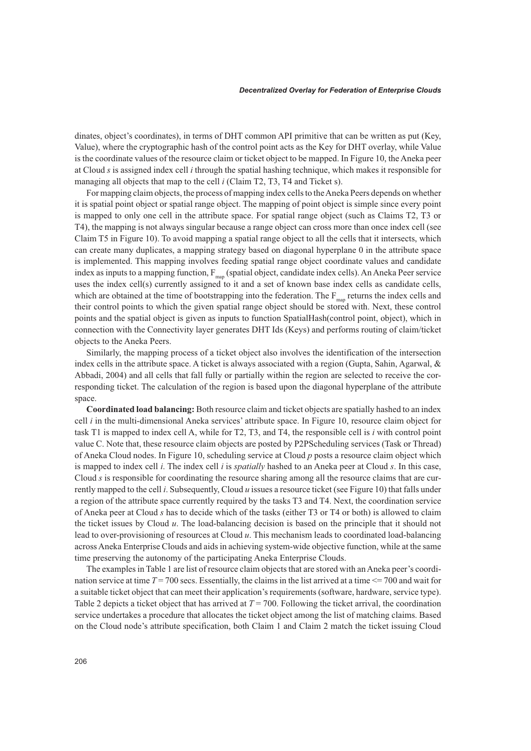dinates, object's coordinates), in terms of DHT common API primitive that can be written as put (Key, Value), where the cryptographic hash of the control point acts as the Key for DHT overlay, while Value is the coordinate values of the resource claim or ticket object to be mapped. In Figure 10, the Aneka peer at Cloud *s* is assigned index cell *i* through the spatial hashing technique, which makes it responsible for managing all objects that map to the cell *i* (Claim T2, T3, T4 and Ticket s).

For mapping claim objects, the process of mapping index cells to the Aneka Peers depends on whether it is spatial point object or spatial range object. The mapping of point object is simple since every point is mapped to only one cell in the attribute space. For spatial range object (such as Claims T2, T3 or T4), the mapping is not always singular because a range object can cross more than once index cell (see Claim T5 in Figure 10). To avoid mapping a spatial range object to all the cells that it intersects, which can create many duplicates, a mapping strategy based on diagonal hyperplane 0 in the attribute space is implemented. This mapping involves feeding spatial range object coordinate values and candidate index as inputs to a mapping function, $F_{map}$ (spatial object, candidate index cells). An Aneka Peer service uses the index cell(s) currently assigned to it and a set of known base index cells as candidate cells, which are obtained at the time of bootstrapping into the federation. The $F_{map}$ returns the index cells and their control points to which the given spatial range object should be stored with. Next, these control points and the spatial object is given as inputs to function SpatialHash(control point, object), which in connection with the Connectivity layer generates DHT Ids (Keys) and performs routing of claim/ticket objects to the Aneka Peers.

Similarly, the mapping process of a ticket object also involves the identification of the intersection index cells in the attribute space. A ticket is always associated with a region (Gupta, Sahin, Agarwal, & Abbadi, 2004) and all cells that fall fully or partially within the region are selected to receive the corresponding ticket. The calculation of the region is based upon the diagonal hyperplane of the attribute space.

**Coordinated load balancing:** Both resource claim and ticket objects are spatially hashed to an index cell *i* in the multi-dimensional Aneka services' attribute space. In Figure 10, resource claim object for task T1 is mapped to index cell A, while for T2, T3, and T4, the responsible cell is *i* with control point value C. Note that, these resource claim objects are posted by P2PScheduling services (Task or Thread) of Aneka Cloud nodes. In Figure 10, scheduling service at Cloud *p* posts a resource claim object which is mapped to index cell *i*. The index cell *i* is *spatially* hashed to an Aneka peer at Cloud *s*. In this case, Cloud *s* is responsible for coordinating the resource sharing among all the resource claims that are currently mapped to the cell *i*. Subsequently, Cloud *u* issues a resource ticket (see Figure 10) that falls under a region of the attribute space currently required by the tasks T3 and T4. Next, the coordination service of Aneka peer at Cloud *s* has to decide which of the tasks (either T3 or T4 or both) is allowed to claim the ticket issues by Cloud *u*. The load-balancing decision is based on the principle that it should not lead to over-provisioning of resources at Cloud *u*. This mechanism leads to coordinated load-balancing across Aneka Enterprise Clouds and aids in achieving system-wide objective function, while at the same time preserving the autonomy of the participating Aneka Enterprise Clouds.

The examples in Table 1 are list of resource claim objects that are stored with an Aneka peer's coordination service at time $T = 700$ secs. Essentially, the claims in the list arrived at a time $<= 700$ and wait for a suitable ticket object that can meet their application's requirements (software, hardware, service type). Table 2 depicts a ticket object that has arrived at $T = 700$. Following the ticket arrival, the coordination service undertakes a procedure that allocates the ticket object among the list of matching claims. Based on the Cloud node's attribute specification, both Claim 1 and Claim 2 match the ticket issuing Cloud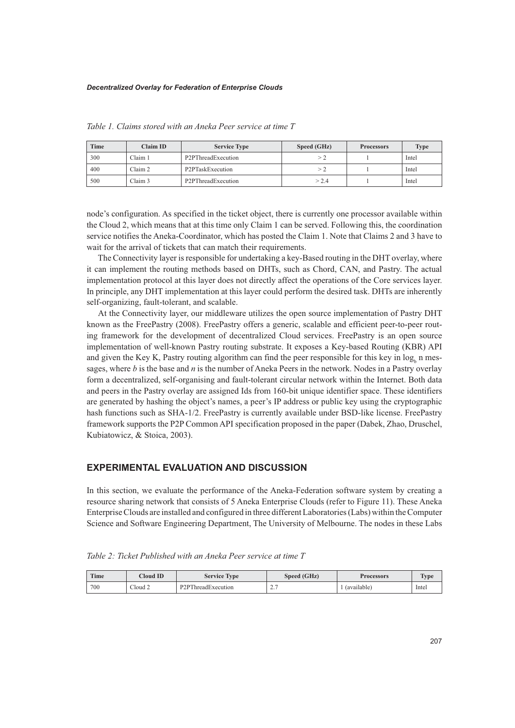*Table 1. Claims stored with an Aneka Peer service at time T*

| Time | Claim ID | Service Type | Speed (GHz) | Processors | Type |
|---|---|---|---|---|---|
| 300 | Claim 1 | P2PThreadExecution | > 2 | 1 | Intel |
| 400 | Claim 2 | P2PTaskExecution | > 2 | 1 | Intel |
| 500 | Claim 3 | P2PThreadExecution | > 2.4 | 1 | Intel |

node's configuration. As specified in the ticket object, there is currently one processor available within the Cloud 2, which means that at this time only Claim 1 can be served. Following this, the coordination service notifies the Aneka-Coordinator, which has posted the Claim 1. Note that Claims 2 and 3 have to wait for the arrival of tickets that can match their requirements.

The Connectivity layer is responsible for undertaking a key-Based routing in the DHT overlay, where it can implement the routing methods based on DHTs, such as Chord, CAN, and Pastry. The actual implementation protocol at this layer does not directly affect the operations of the Core services layer. In principle, any DHT implementation at this layer could perform the desired task. DHTs are inherently self-organizing, fault-tolerant, and scalable.

At the Connectivity layer, our middleware utilizes the open source implementation of Pastry DHT known as the FreePastry (2008). FreePastry offers a generic, scalable and efficient peer-to-peer routing framework for the development of decentralized Cloud services. FreePastry is an open source implementation of well-known Pastry routing substrate. It exposes a Key-based Routing (KBR) API and given the Key K, Pastry routing algorithm can find the peer responsible for this key in $\log_b n$ messages, where *b* is the base and *n* is the number of Aneka Peers in the network. Nodes in a Pastry overlay form a decentralized, self-organising and fault-tolerant circular network within the Internet. Both data and peers in the Pastry overlay are assigned Ids from 160-bit unique identifier space. These identifiers are generated by hashing the object's names, a peer's IP address or public key using the cryptographic hash functions such as SHA-1/2. FreePastry is currently available under BSD-like license. FreePastry framework supports the P2P Common API specification proposed in the paper (Dabek, Zhao, Druschel, Kubiatowicz, & Stoica, 2003).

## EXPERIMENTAL EVALUATION AND DISCUSSION

In this section, we evaluate the performance of the Aneka-Federation software system by creating a resource sharing network that consists of 5 Aneka Enterprise Clouds (refer to Figure 11). These Aneka Enterprise Clouds are installed and configured in three different Laboratories (Labs) within the Computer Science and Software Engineering Department, The University of Melbourne. The nodes in these Labs

*Table 2: Ticket Published with an Aneka Peer service at time T*

| Time | Cloud ID | Service Type | Speed (GHz) | Processors | Type |
|---|---|---|---|---|---|
| 700 | Cloud 2 | P2PThreadExecution | 2.7 | 1 (available) | Intel |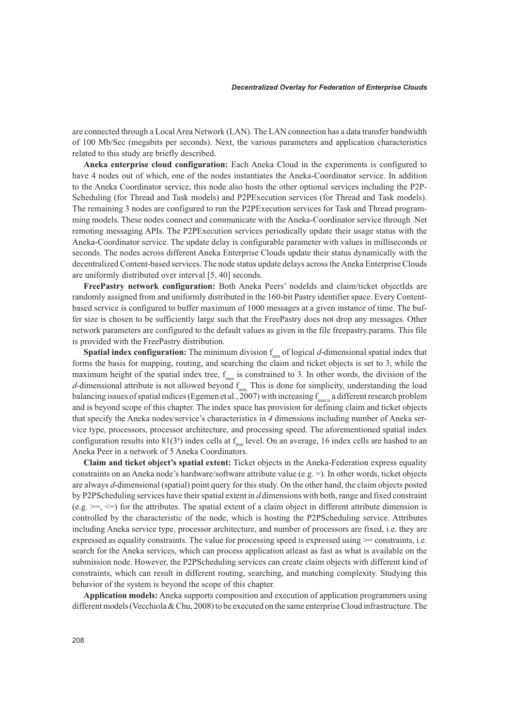are connected through a Local Area Network (LAN). The LAN connection has a data transfer bandwidth of 100 Mb/Sec (megabits per seconds). Next, the various parameters and application characteristics related to this study are briefly described.

**Aneka enterprise cloud configuration:** Each Aneka Cloud in the experiments is configured to have 4 nodes out of which, one of the nodes instantiates the Aneka-Coordinator service. In addition to the Aneka Coordinator service, this node also hosts the other optional services including the P2P-Scheduling (for Thread and Task models) and P2PExecution services (for Thread and Task models). The remaining 3 nodes are configured to run the P2PExecution services for Task and Thread programming models. These nodes connect and communicate with the Aneka-Coordinator service through .Net remoting messaging APIs. The P2PExecution services periodically update their usage status with the Aneka-Coordinator service. The update delay is configurable parameter with values in milliseconds or seconds. The nodes across different Aneka Enterprise Clouds update their status dynamically with the decentralized Content-based services. The node status update delays across the Aneka Enterprise Clouds are uniformly distributed over interval [5, 40] seconds.

**FreePastry network configuration:** Both Aneka Peers' nodeIds and claim/ticket objectIds are randomly assigned from and uniformly distributed in the 160-bit Pastry identifier space. Every Content-based service is configured to buffer maximum of 1000 messages at a given instance of time. The buffer size is chosen to be sufficiently large such that the FreePastry does not drop any messages. Other network parameters are configured to the default values as given in the file freepastry.params. This file is provided with the FreePastry distribution.

**Spatial index configuration:** The minimum division $f_{min}$ of logical *d*-dimensional spatial index that forms the basis for mapping, routing, and searching the claim and ticket objects is set to 3, while the maximum height of the spatial index tree, $f_{max}$ is constrained to 3. In other words, the division of the *d*-dimensional attribute is not allowed beyond $f_{min}$. This is done for simplicity, understanding the load balancing issues of spatial indices (Egemen et al., 2007) with increasing $f_{max}$ is a different research problem and is beyond scope of this chapter. The index space has provision for defining claim and ticket objects that specify the Aneka nodes/service's characteristics in *4* dimensions including number of Aneka service type, processors, processor architecture, and processing speed. The aforementioned spatial index configuration results into $81(3^4)$ index cells at $f_{min}$ level. On an average, 16 index cells are hashed to an Aneka Peer in a network of 5 Aneka Coordinators.

**Claim and ticket object's spatial extent:** Ticket objects in the Aneka-Federation express equality constraints on an Aneka node's hardware/software attribute value (e.g. =). In other words, ticket objects are always *d*-dimensional (spatial) point query for this study. On the other hand, the claim objects posted by P2PScheduling services have their spatial extent in *d* dimensions with both, range and fixed constraint (e.g. >=, <=) for the attributes. The spatial extent of a claim object in different attribute dimension is controlled by the characteristic of the node, which is hosting the P2PScheduling service. Attributes including Aneka service type, processor architecture, and number of processors are fixed, i.e. they are expressed as equality constraints. The value for processing speed is expressed using >= constraints, i.e. search for the Aneka services, which can process application atleast as fast as what is available on the submission node. However, the P2PScheduling services can create claim objects with different kind of constraints, which can result in different routing, searching, and matching complexity. Studying this behavior of the system is beyond the scope of this chapter.

**Application models:** Aneka supports composition and execution of application programmers using different models (Vecchiola & Chu, 2008) to be executed on the same enterprise Cloud infrastructure. The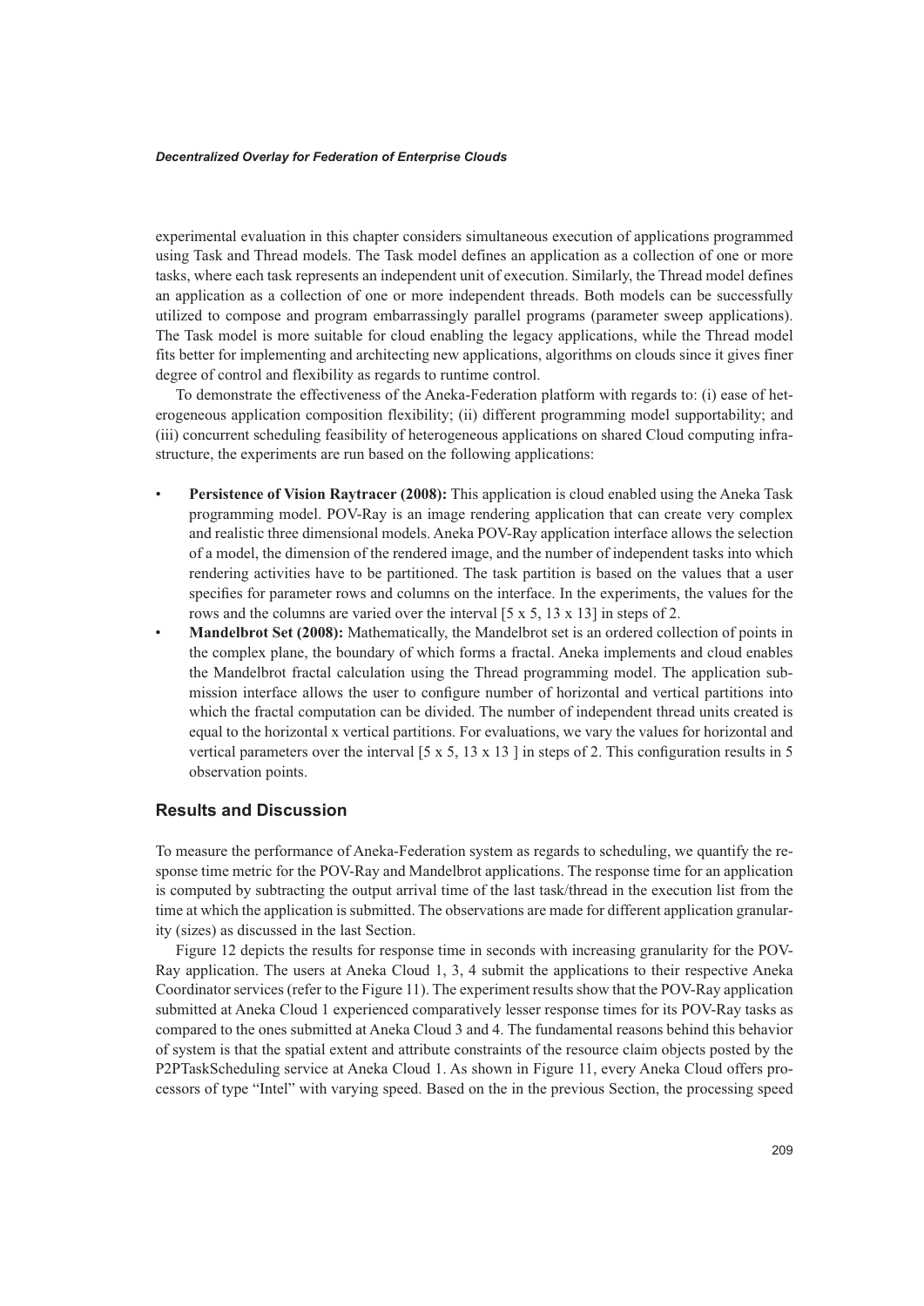experimental evaluation in this chapter considers simultaneous execution of applications programmed using Task and Thread models. The Task model defines an application as a collection of one or more tasks, where each task represents an independent unit of execution. Similarly, the Thread model defines an application as a collection of one or more independent threads. Both models can be successfully utilized to compose and program embarrassingly parallel programs (parameter sweep applications). The Task model is more suitable for cloud enabling the legacy applications, while the Thread model fits better for implementing and architecting new applications, algorithms on clouds since it gives finer degree of control and flexibility as regards to runtime control.

To demonstrate the effectiveness of the Aneka-Federation platform with regards to: (i) ease of heterogeneous application composition flexibility; (ii) different programming model supportability; and (iii) concurrent scheduling feasibility of heterogeneous applications on shared Cloud computing infrastructure, the experiments are run based on the following applications:

- **Persistence of Vision Raytracer (2008):** This application is cloud enabled using the Aneka Task programming model. POV-Ray is an image rendering application that can create very complex and realistic three dimensional models. Aneka POV-Ray application interface allows the selection of a model, the dimension of the rendered image, and the number of independent tasks into which rendering activities have to be partitioned. The task partition is based on the values that a user specifies for parameter rows and columns on the interface. In the experiments, the values for the rows and the columns are varied over the interval [5 x 5, 13 x 13] in steps of 2.
- **Mandelbrot Set (2008):** Mathematically, the Mandelbrot set is an ordered collection of points in the complex plane, the boundary of which forms a fractal. Aneka implements and cloud enables the Mandelbrot fractal calculation using the Thread programming model. The application submission interface allows the user to configure number of horizontal and vertical partitions into which the fractal computation can be divided. The number of independent thread units created is equal to the horizontal x vertical partitions. For evaluations, we vary the values for horizontal and vertical parameters over the interval [5 x 5, 13 x 13 ] in steps of 2. This configuration results in 5 observation points.

## Results and Discussion

To measure the performance of Aneka-Federation system as regards to scheduling, we quantify the response time metric for the POV-Ray and Mandelbrot applications. The response time for an application is computed by subtracting the output arrival time of the last task/thread in the execution list from the time at which the application is submitted. The observations are made for different application granularity (sizes) as discussed in the last Section.

Figure 12 depicts the results for response time in seconds with increasing granularity for the POV-Ray application. The users at Aneka Cloud 1, 3, 4 submit the applications to their respective Aneka Coordinator services (refer to the Figure 11). The experiment results show that the POV-Ray application submitted at Aneka Cloud 1 experienced comparatively lesser response times for its POV-Ray tasks as compared to the ones submitted at Aneka Cloud 3 and 4. The fundamental reasons behind this behavior of system is that the spatial extent and attribute constraints of the resource claim objects posted by the P2PTaskScheduling service at Aneka Cloud 1. As shown in Figure 11, every Aneka Cloud offers processors of type "Intel" with varying speed. Based on the in the previous Section, the processing speed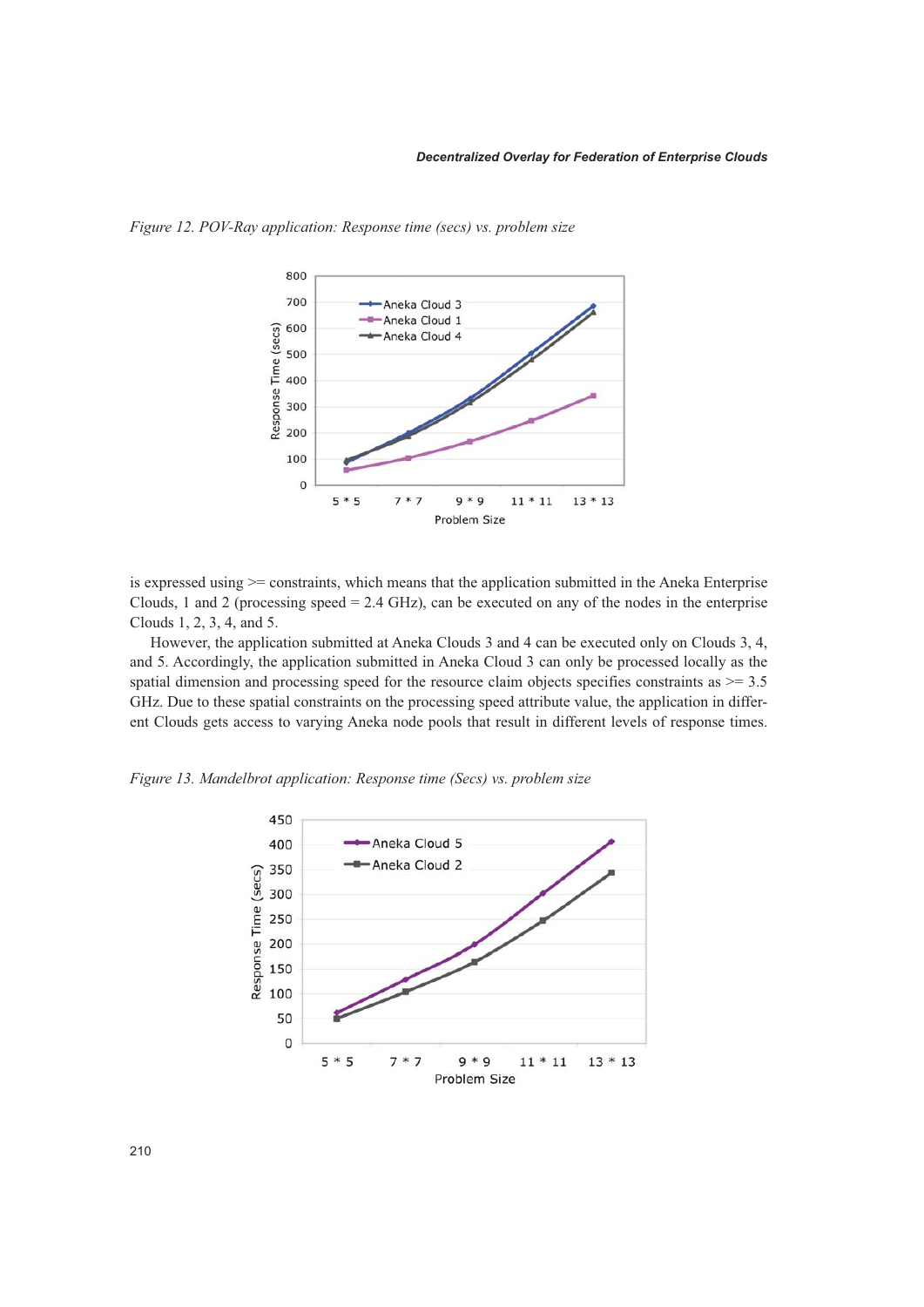*Figure 12. POV-Ray application: Response time (secs) vs. problem size*

is expressed using >= constraints, which means that the application submitted in the Aneka Enterprise Clouds, 1 and 2 (processing speed = 2.4 GHz), can be executed on any of the nodes in the enterprise Clouds 1, 2, 3, 4, and 5.

However, the application submitted at Aneka Clouds 3 and 4 can be executed only on Clouds 3, 4, and 5. Accordingly, the application submitted in Aneka Cloud 3 can only be processed locally as the spatial dimension and processing speed for the resource claim objects specifies constraints as >= 3.5 GHz. Due to these spatial constraints on the processing speed attribute value, the application in different Clouds gets access to varying Aneka node pools that result in different levels of response times.

*Figure 13. Mandelbrot application: Response time (Secs) vs. problem size*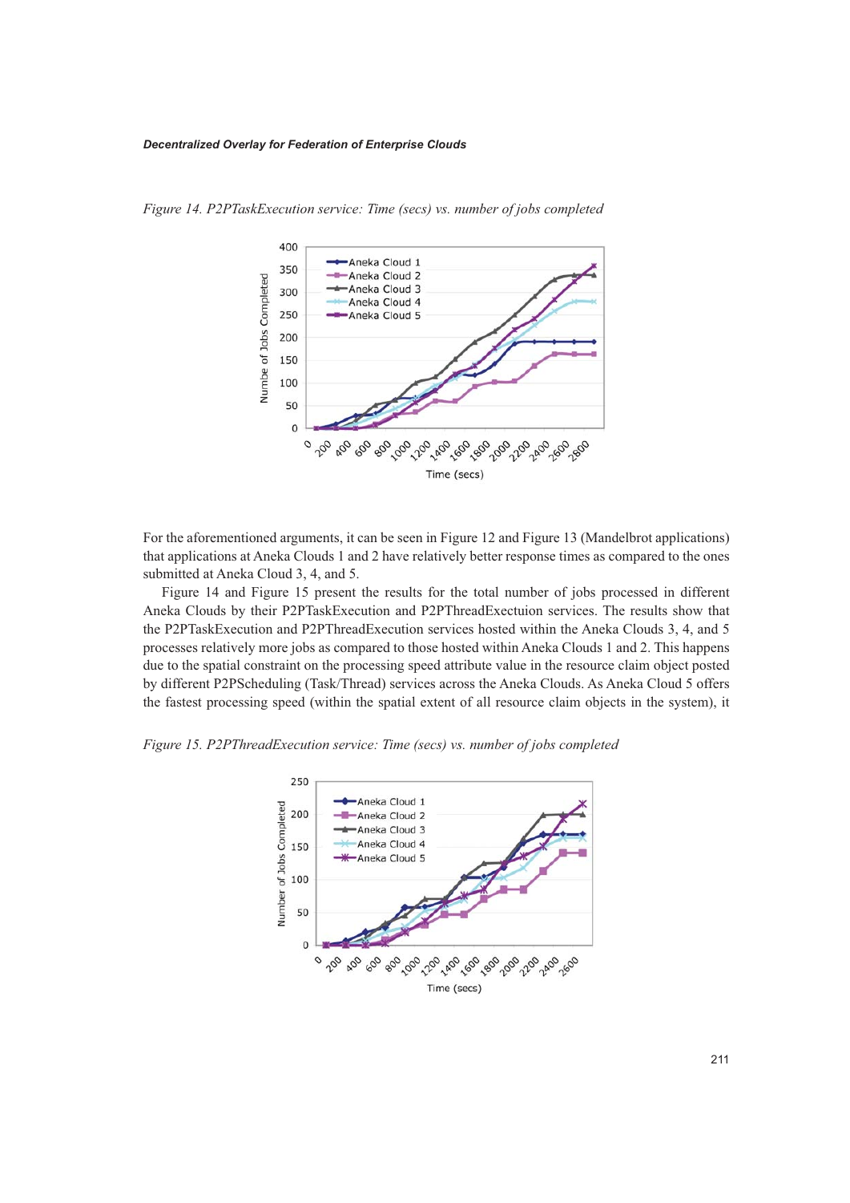*Figure 14. P2PTaskExecution service: Time (secs) vs. number of jobs completed*

For the aforementioned arguments, it can be seen in Figure 12 and Figure 13 (Mandelbrot applications) that applications at Aneka Clouds 1 and 2 have relatively better response times as compared to the ones submitted at Aneka Cloud 3, 4, and 5.

Figure 14 and Figure 15 present the results for the total number of jobs processed in different Aneka Clouds by their P2PTaskExecution and P2PThreadExectuion services. The results show that the P2PTaskExecution and P2PThreadExecution services hosted within the Aneka Clouds 3, 4, and 5 processes relatively more jobs as compared to those hosted within Aneka Clouds 1 and 2. This happens due to the spatial constraint on the processing speed attribute value in the resource claim object posted by different P2PScheduling (Task/Thread) services across the Aneka Clouds. As Aneka Cloud 5 offers the fastest processing speed (within the spatial extent of all resource claim objects in the system), it

*Figure 15. P2PThreadExecution service: Time (secs) vs. number of jobs completed*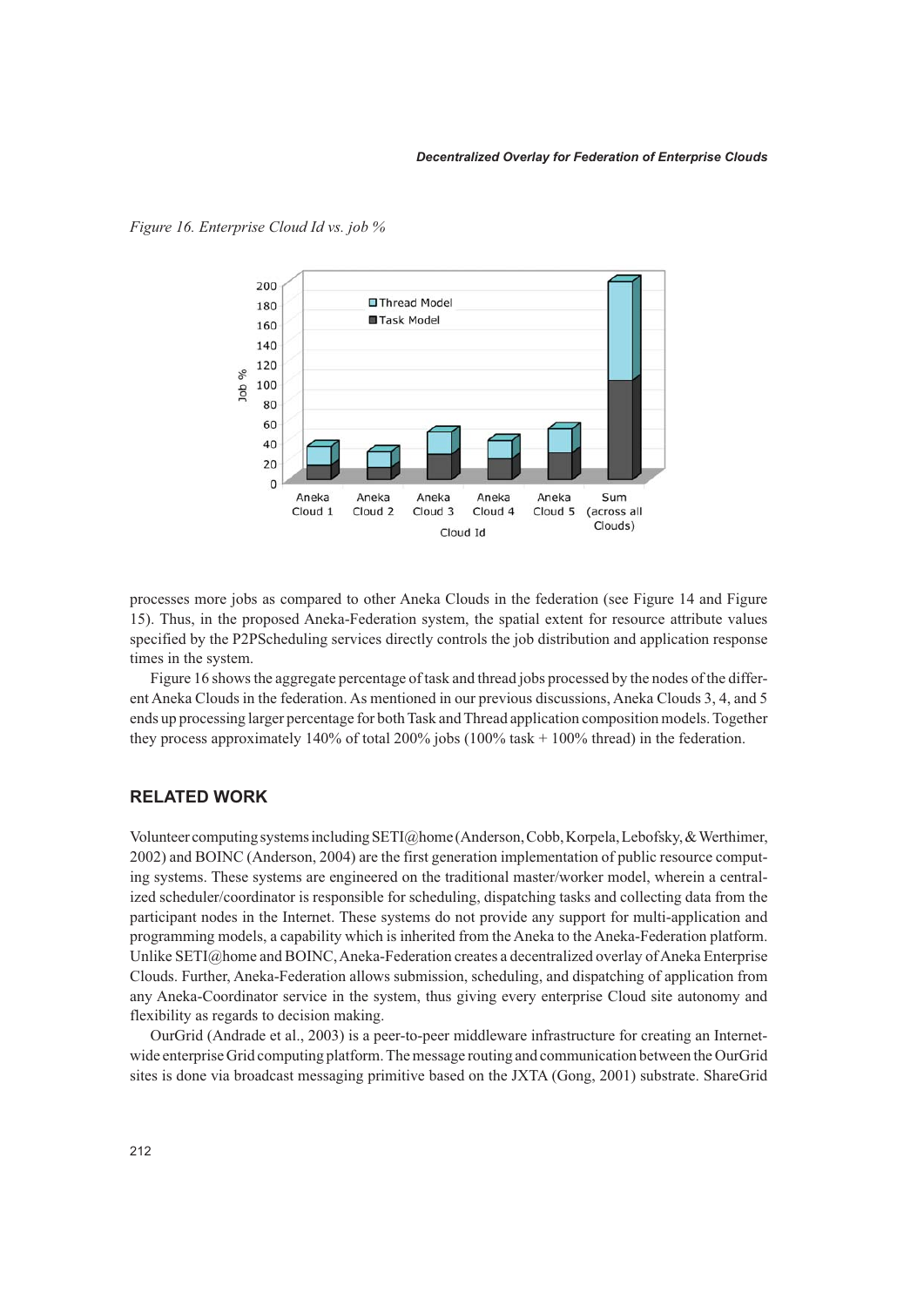*Figure 16. Enterprise Cloud Id vs. job %*

processes more jobs as compared to other Aneka Clouds in the federation (see Figure 14 and Figure 15). Thus, in the proposed Aneka-Federation system, the spatial extent for resource attribute values specified by the P2PScheduling services directly controls the job distribution and application response times in the system.

Figure 16 shows the aggregate percentage of task and thread jobs processed by the nodes of the different Aneka Clouds in the federation. As mentioned in our previous discussions, Aneka Clouds 3, 4, and 5 ends up processing larger percentage for both Task and Thread application composition models. Together they process approximately 140% of total 200% jobs (100% task + 100% thread) in the federation.

## RELATED WORK

Volunteer computing systems including SETI@home (Anderson, Cobb, Korpela, Lebofsky, & Werthimer, 2002) and BOINC (Anderson, 2004) are the first generation implementation of public resource computing systems. These systems are engineered on the traditional master/worker model, wherein a centralized scheduler/coordinator is responsible for scheduling, dispatching tasks and collecting data from the participant nodes in the Internet. These systems do not provide any support for multi-application and programming models, a capability which is inherited from the Aneka to the Aneka-Federation platform. Unlike SETI@home and BOINC, Aneka-Federation creates a decentralized overlay of Aneka Enterprise Clouds. Further, Aneka-Federation allows submission, scheduling, and dispatching of application from any Aneka-Coordinator service in the system, thus giving every enterprise Cloud site autonomy and flexibility as regards to decision making.

OurGrid (Andrade et al., 2003) is a peer-to-peer middleware infrastructure for creating an Internet-wide enterprise Grid computing platform. The message routing and communication between the OurGrid sites is done via broadcast messaging primitive based on the JXTA (Gong, 2001) substrate. ShareGrid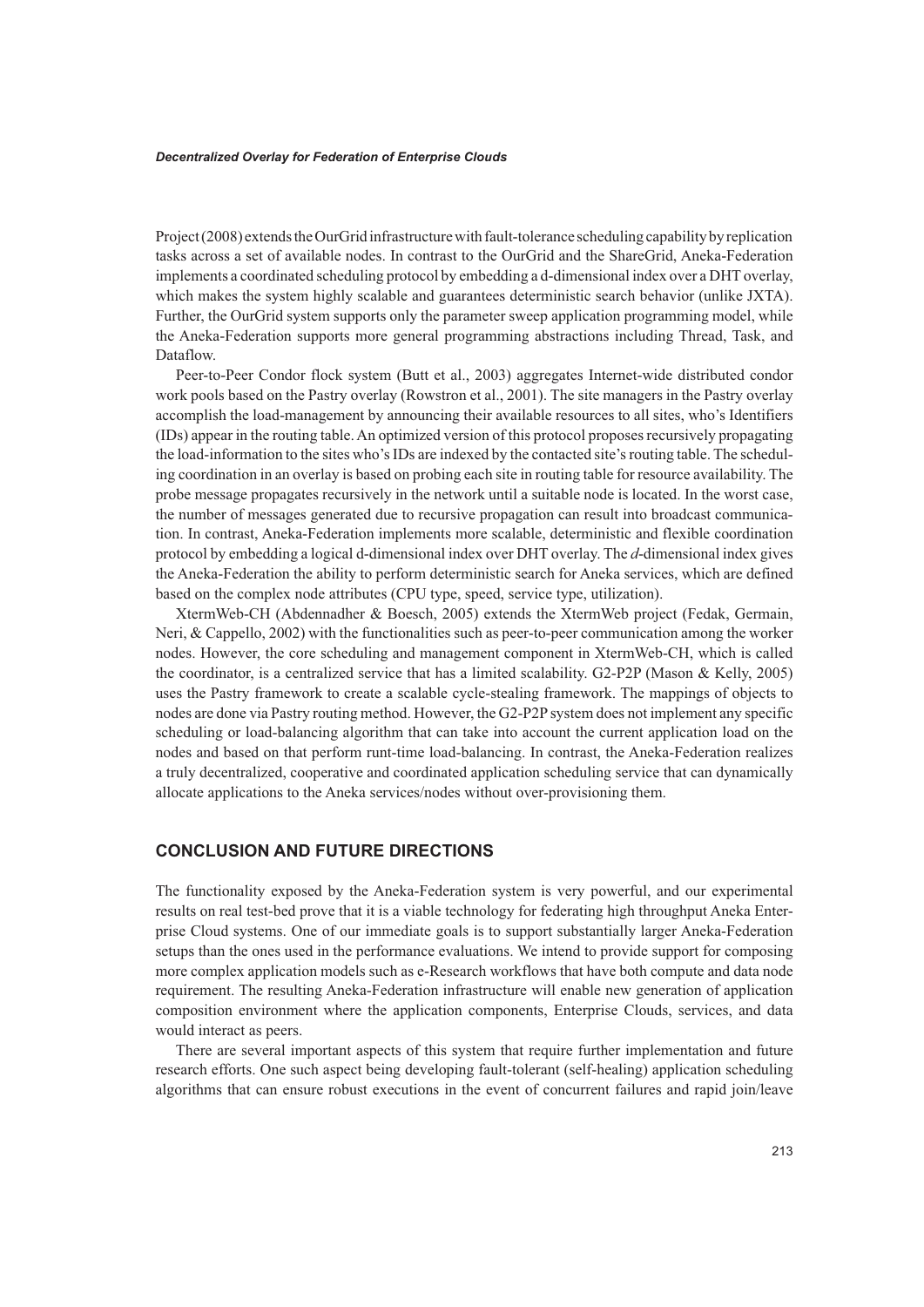Project (2008) extends the OurGrid infrastructure with fault-tolerance scheduling capability by replication tasks across a set of available nodes. In contrast to the OurGrid and the ShareGrid, Aneka-Federation implements a coordinated scheduling protocol by embedding a d-dimensional index over a DHT overlay, which makes the system highly scalable and guarantees deterministic search behavior (unlike JXTA). Further, the OurGrid system supports only the parameter sweep application programming model, while the Aneka-Federation supports more general programming abstractions including Thread, Task, and Dataflow.

Peer-to-Peer Condor flock system (Butt et al., 2003) aggregates Internet-wide distributed condor work pools based on the Pastry overlay (Rowstron et al., 2001). The site managers in the Pastry overlay accomplish the load-management by announcing their available resources to all sites, who's Identifiers (IDs) appear in the routing table. An optimized version of this protocol proposes recursively propagating the load-information to the sites who's IDs are indexed by the contacted site's routing table. The scheduling coordination in an overlay is based on probing each site in routing table for resource availability. The probe message propagates recursively in the network until a suitable node is located. In the worst case, the number of messages generated due to recursive propagation can result into broadcast communication. In contrast, Aneka-Federation implements more scalable, deterministic and flexible coordination protocol by embedding a logical d-dimensional index over DHT overlay. The *d*-dimensional index gives the Aneka-Federation the ability to perform deterministic search for Aneka services, which are defined based on the complex node attributes (CPU type, speed, service type, utilization).

XtermWeb-CH (Abdennadher & Boesch, 2005) extends the XtermWeb project (Fedak, Germain, Neri, & Cappello, 2002) with the functionalities such as peer-to-peer communication among the worker nodes. However, the core scheduling and management component in XtermWeb-CH, which is called the coordinator, is a centralized service that has a limited scalability. G2-P2P (Mason & Kelly, 2005) uses the Pastry framework to create a scalable cycle-stealing framework. The mappings of objects to nodes are done via Pastry routing method. However, the G2-P2P system does not implement any specific scheduling or load-balancing algorithm that can take into account the current application load on the nodes and based on that perform runt-time load-balancing. In contrast, the Aneka-Federation realizes a truly decentralized, cooperative and coordinated application scheduling service that can dynamically allocate applications to the Aneka services/nodes without over-provisioning them.

## CONCLUSION AND FUTURE DIRECTIONS

The functionality exposed by the Aneka-Federation system is very powerful, and our experimental results on real test-bed prove that it is a viable technology for federating high throughput Aneka Enterprise Cloud systems. One of our immediate goals is to support substantially larger Aneka-Federation setups than the ones used in the performance evaluations. We intend to provide support for composing more complex application models such as e-Research workflows that have both compute and data node requirement. The resulting Aneka-Federation infrastructure will enable new generation of application composition environment where the application components, Enterprise Clouds, services, and data would interact as peers.

There are several important aspects of this system that require further implementation and future research efforts. One such aspect being developing fault-tolerant (self-healing) application scheduling algorithms that can ensure robust executions in the event of concurrent failures and rapid join/leave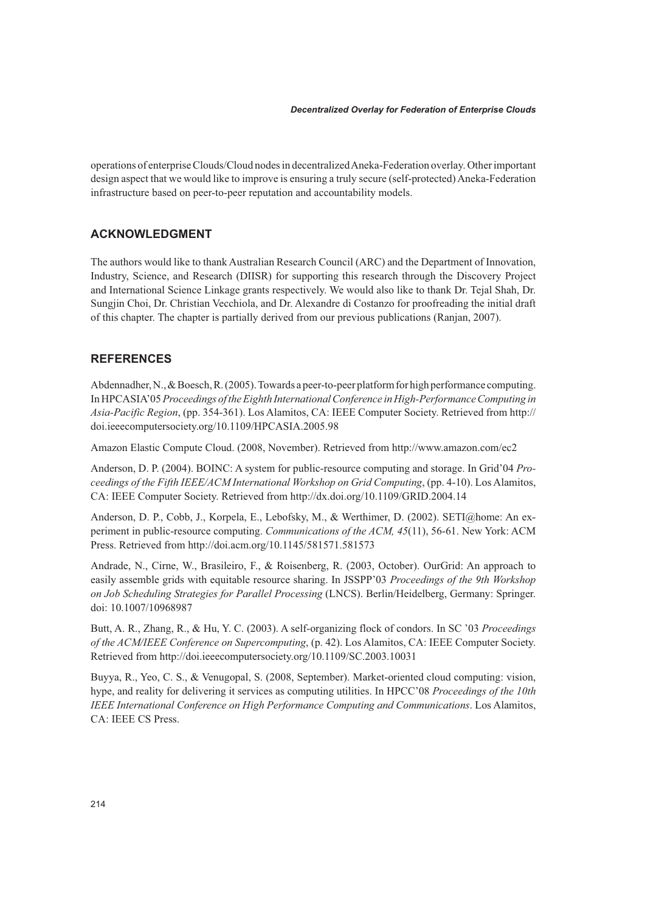operations of enterprise Clouds/Cloud nodes in decentralized Aneka-Federation overlay. Other important design aspect that we would like to improve is ensuring a truly secure (self-protected) Aneka-Federation infrastructure based on peer-to-peer reputation and accountability models.

## ACKNOWLEDGMENT

The authors would like to thank Australian Research Council (ARC) and the Department of Innovation, Industry, Science, and Research (DIISR) for supporting this research through the Discovery Project and International Science Linkage grants respectively. We would also like to thank Dr. Tejal Shah, Dr. Sungjin Choi, Dr. Christian Vecchiola, and Dr. Alexandre di Costanzo for proofreading the initial draft of this chapter. The chapter is partially derived from our previous publications (Ranjan, 2007).

## REFERENCES

Abdennadher, N., & Boesch, R. (2005). Towards a peer-to-peer platform for high performance computing. In HPCASIA'05 *Proceedings of the Eighth International Conference in High-Performance Computing in Asia-Pacific Region*, (pp. 354-361). Los Alamitos, CA: IEEE Computer Society. Retrieved from http://doi.ieeecomputersociety.org/10.1109/HPCASIA.2005.98

Amazon Elastic Compute Cloud. (2008, November). Retrieved from http://www.amazon.com/ec2

Anderson, D. P. (2004). BOINC: A system for public-resource computing and storage. In Grid'04 *Proceedings of the Fifth IEEE/ACM International Workshop on Grid Computing*, (pp. 4-10). Los Alamitos, CA: IEEE Computer Society. Retrieved from http://dx.doi.org/10.1109/GRID.2004.14

Anderson, D. P., Cobb, J., Korpela, E., Lebofsky, M., & Werthimer, D. (2002). SETI@home: An experiment in public-resource computing. *Communications of the ACM, 45*(11), 56-61. New York: ACM Press. Retrieved from http://doi.acm.org/10.1145/581571.581573

Andrade, N., Cirne, W., Brasileiro, F., & Roisenberg, R. (2003, October). OurGrid: An approach to easily assemble grids with equitable resource sharing. In JSSPP'03 *Proceedings of the 9th Workshop on Job Scheduling Strategies for Parallel Processing* (LNCS). Berlin/Heidelberg, Germany: Springer. doi: 10.1007/10968987

Butt, A. R., Zhang, R., & Hu, Y. C. (2003). A self-organizing flock of condors. In SC '03 *Proceedings of the ACM/IEEE Conference on Supercomputing*, (p. 42). Los Alamitos, CA: IEEE Computer Society. Retrieved from http://doi.ieeecomputersociety.org/10.1109/SC.2003.10031

Buyya, R., Yeo, C. S., & Venugopal, S. (2008, September). Market-oriented cloud computing: vision, hype, and reality for delivering it services as computing utilities. In HPCC'08 *Proceedings of the 10th IEEE International Conference on High Performance Computing and Communications*. Los Alamitos, CA: IEEE CS Press.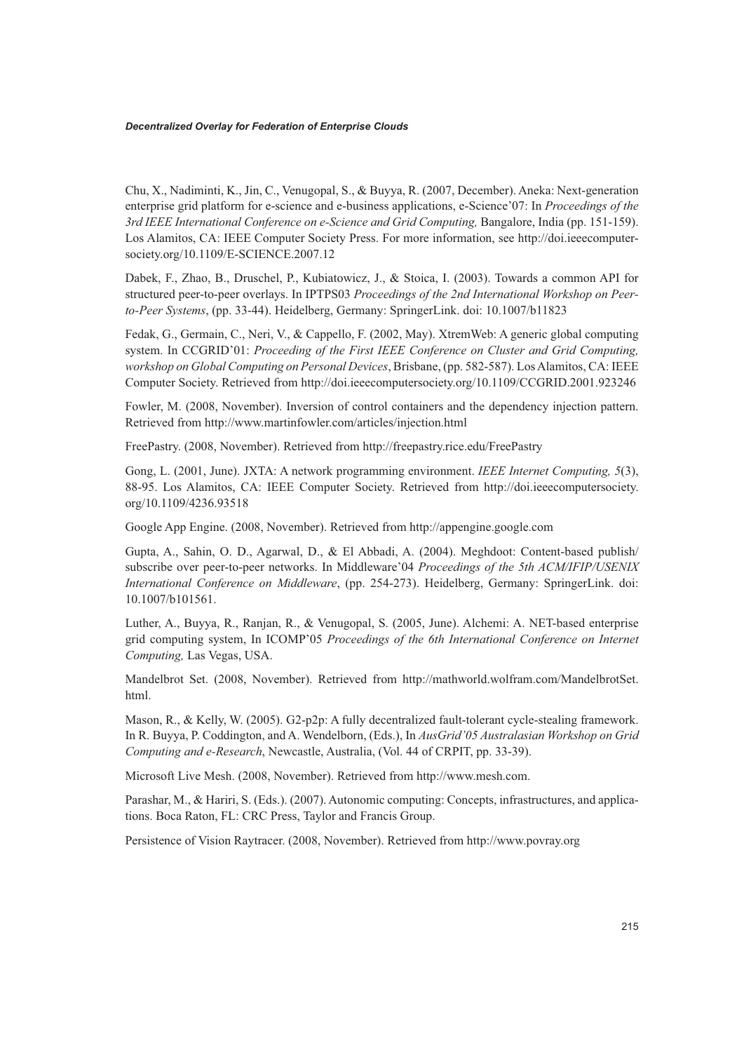Chu, X., Nadiminti, K., Jin, C., Venugopal, S., & Buyya, R. (2007, December). Aneka: Next-generation enterprise grid platform for e-science and e-business applications, e-Science'07: In *Proceedings of the 3rd IEEE International Conference on e-Science and Grid Computing,* Bangalore, India (pp. 151-159). Los Alamitos, CA: IEEE Computer Society Press. For more information, see http://doi.ieeecomputersociety.org/10.1109/E-SCIENCE.2007.12

Dabek, F., Zhao, B., Druschel, P., Kubiatowicz, J., & Stoica, I. (2003). Towards a common API for structured peer-to-peer overlays. In IPTPS03 *Proceedings of the 2nd International Workshop on Peer-to-Peer Systems*, (pp. 33-44). Heidelberg, Germany: SpringerLink. doi: 10.1007/b11823

Fedak, G., Germain, C., Neri, V., & Cappello, F. (2002, May). XtremWeb: A generic global computing system. In CCGRID'01: *Proceeding of the First IEEE Conference on Cluster and Grid Computing, workshop on Global Computing on Personal Devices*, Brisbane, (pp. 582-587). Los Alamitos, CA: IEEE Computer Society. Retrieved from http://doi.ieeecomputersociety.org/10.1109/CCGRID.2001.923246

Fowler, M. (2008, November). Inversion of control containers and the dependency injection pattern. Retrieved from http://www.martinfowler.com/articles/injection.html

FreePastry. (2008, November). Retrieved from http://freepastry.rice.edu/FreePastry

Gong, L. (2001, June). JXTA: A network programming environment. *IEEE Internet Computing, 5*(3), 88-95. Los Alamitos, CA: IEEE Computer Society. Retrieved from http://doi.ieeecomputersociety.org/10.1109/4236.93518

Google App Engine. (2008, November). Retrieved from http://appengine.google.com

Gupta, A., Sahin, O. D., Agarwal, D., & El Abbadi, A. (2004). Meghdoot: Content-based publish/subscribe over peer-to-peer networks. In Middleware'04 *Proceedings of the 5th ACM/IFIP/USENIX International Conference on Middleware*, (pp. 254-273). Heidelberg, Germany: SpringerLink. doi: 10.1007/b101561.

Luther, A., Buyya, R., Ranjan, R., & Venugopal, S. (2005, June). Alchemi: A. NET-based enterprise grid computing system, In ICOMP'05 *Proceedings of the 6th International Conference on Internet Computing,* Las Vegas, USA.

Mandelbrot Set. (2008, November). Retrieved from http://mathworld.wolfram.com/MandelbrotSet.html.

Mason, R., & Kelly, W. (2005). G2-p2p: A fully decentralized fault-tolerant cycle-stealing framework. In R. Buyya, P. Coddington, and A. Wendelborn, (Eds.), In *AusGrid'05 Australasian Workshop on Grid Computing and e-Research*, Newcastle, Australia, (Vol. 44 of CRPIT, pp. 33-39).

Microsoft Live Mesh. (2008, November). Retrieved from http://www.mesh.com.

Parashar, M., & Hariri, S. (Eds.). (2007). Autonomic computing: Concepts, infrastructures, and applications. Boca Raton, FL: CRC Press, Taylor and Francis Group.

Persistence of Vision Raytracer. (2008, November). Retrieved from http://www.povray.org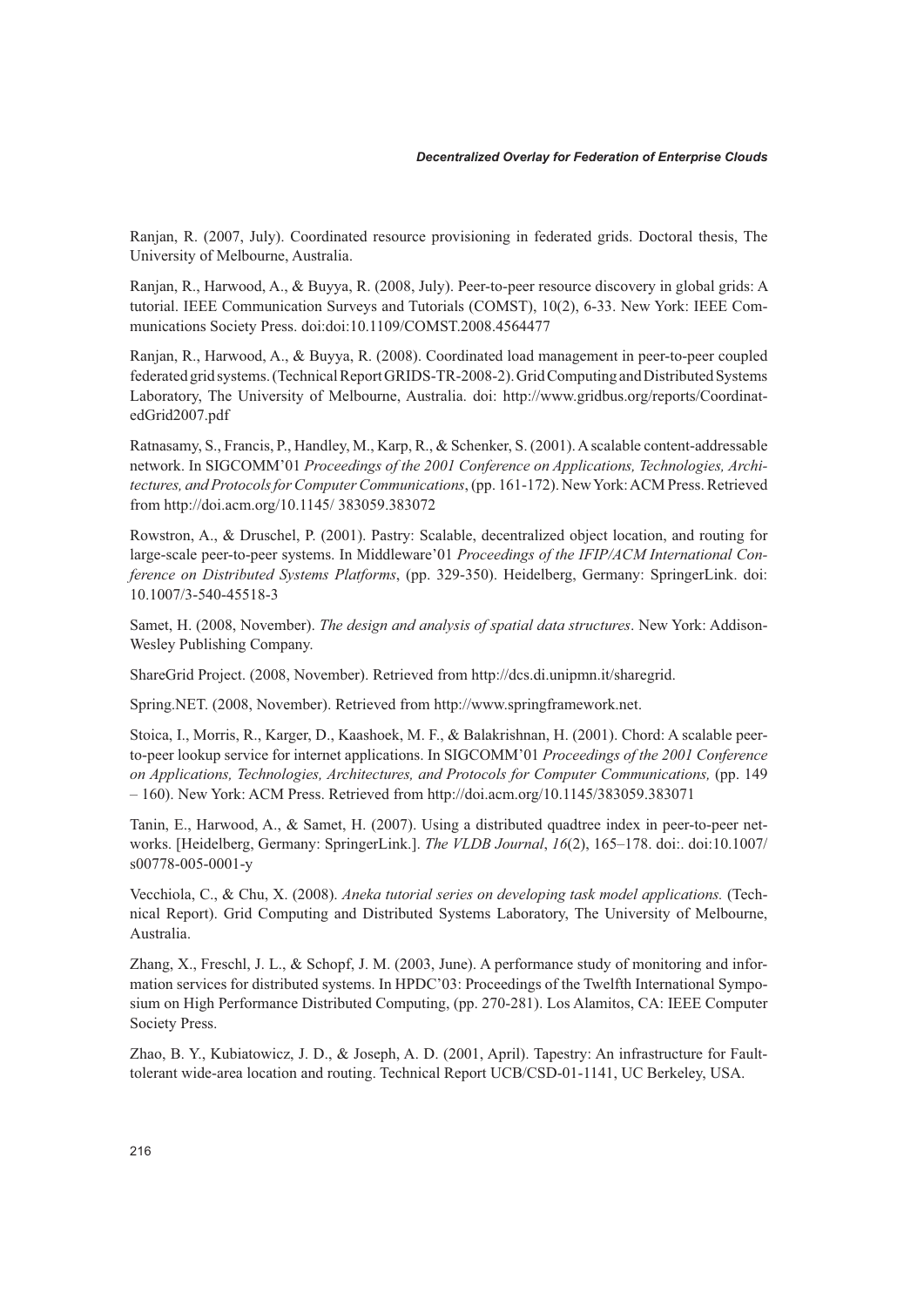Ranjan, R. (2007, July). Coordinated resource provisioning in federated grids. Doctoral thesis, The University of Melbourne, Australia.

Ranjan, R., Harwood, A., & Buyya, R. (2008, July). Peer-to-peer resource discovery in global grids: A tutorial. IEEE Communication Surveys and Tutorials (COMST), 10(2), 6-33. New York: IEEE Communications Society Press. doi:doi:10.1109/COMST.2008.4564477

Ranjan, R., Harwood, A., & Buyya, R. (2008). Coordinated load management in peer-to-peer coupled federated grid systems. (Technical Report GRIDS-TR-2008-2). Grid Computing and Distributed Systems Laboratory, The University of Melbourne, Australia. doi: http://www.gridbus.org/reports/CoordinatedGrid2007.pdf

Ratnasamy, S., Francis, P., Handley, M., Karp, R., & Schenker, S. (2001). A scalable content-addressable network. In SIGCOMM'01 *Proceedings of the 2001 Conference on Applications, Technologies, Architectures, and Protocols for Computer Communications*, (pp. 161-172). New York: ACM Press. Retrieved from http://doi.acm.org/10.1145/ 383059.383072

Rowstron, A., & Druschel, P. (2001). Pastry: Scalable, decentralized object location, and routing for large-scale peer-to-peer systems. In Middleware'01 *Proceedings of the IFIP/ACM International Conference on Distributed Systems Platforms*, (pp. 329-350). Heidelberg, Germany: SpringerLink. doi: 10.1007/3-540-45518-3

Samet, H. (2008, November). *The design and analysis of spatial data structures*. New York: Addison-Wesley Publishing Company.

ShareGrid Project. (2008, November). Retrieved from http://dcs.di.unipmn.it/sharegrid.

Spring.NET. (2008, November). Retrieved from http://www.springframework.net.

Stoica, I., Morris, R., Karger, D., Kaashoek, M. F., & Balakrishnan, H. (2001). Chord: A scalable peer-to-peer lookup service for internet applications. In SIGCOMM'01 *Proceedings of the 2001 Conference on Applications, Technologies, Architectures, and Protocols for Computer Communications,* (pp. 149 – 160). New York: ACM Press. Retrieved from http://doi.acm.org/10.1145/383059.383071

Tanin, E., Harwood, A., & Samet, H. (2007). Using a distributed quadtree index in peer-to-peer networks. [Heidelberg, Germany: SpringerLink.]. *The VLDB Journal*, *16*(2), 165–178. doi:. doi:10.1007/ s00778-005-0001-y

Vecchiola, C., & Chu, X. (2008). *Aneka tutorial series on developing task model applications.* (Technical Report). Grid Computing and Distributed Systems Laboratory, The University of Melbourne, Australia.

Zhang, X., Freschl, J. L., & Schopf, J. M. (2003, June). A performance study of monitoring and information services for distributed systems. In HPDC'03: Proceedings of the Twelfth International Symposium on High Performance Distributed Computing, (pp. 270-281). Los Alamitos, CA: IEEE Computer Society Press.

Zhao, B. Y., Kubiatowicz, J. D., & Joseph, A. D. (2001, April). Tapestry: An infrastructure for Fault-tolerant wide-area location and routing. Technical Report UCB/CSD-01-1141, UC Berkeley, USA.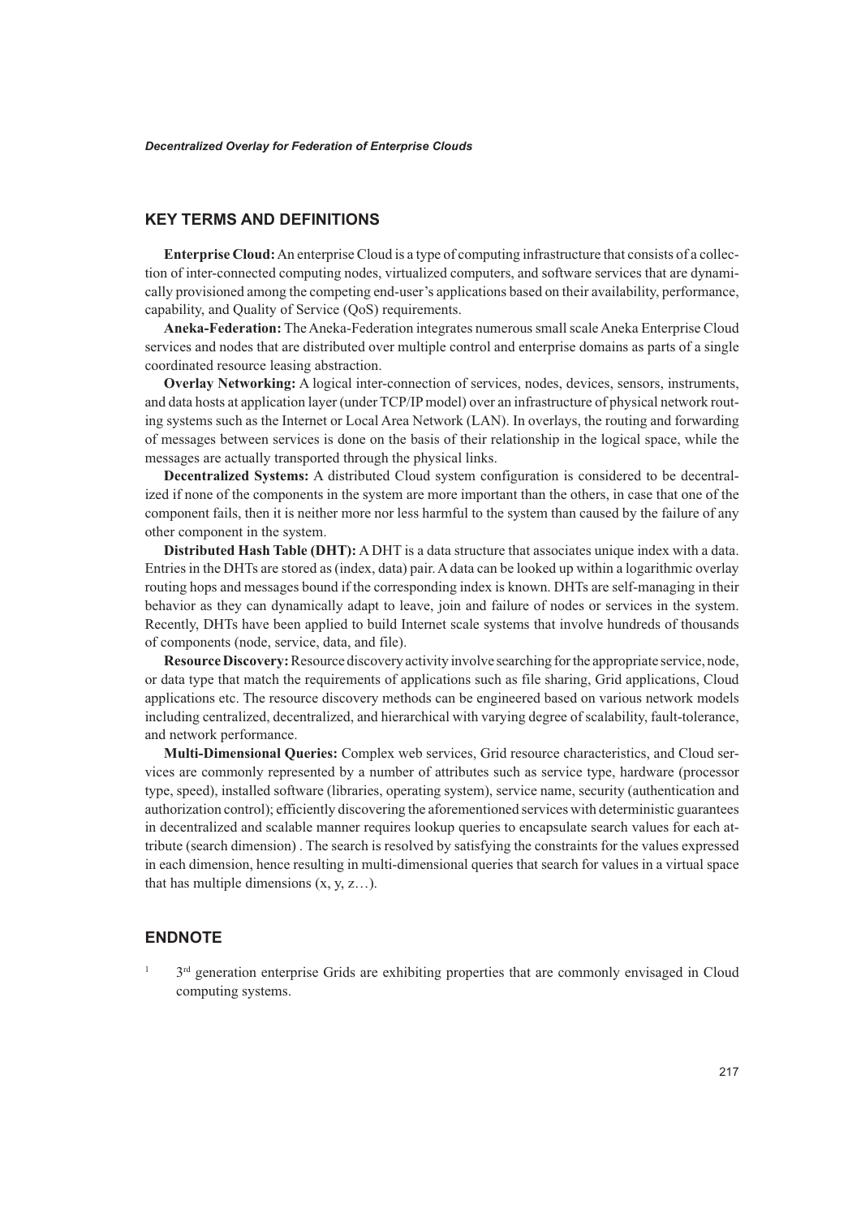## KEY TERMS AND DEFINITIONS

**Enterprise Cloud:** An enterprise Cloud is a type of computing infrastructure that consists of a collection of inter-connected computing nodes, virtualized computers, and software services that are dynamically provisioned among the competing end-user's applications based on their availability, performance, capability, and Quality of Service (QoS) requirements.

**Aneka-Federation:** The Aneka-Federation integrates numerous small scale Aneka Enterprise Cloud services and nodes that are distributed over multiple control and enterprise domains as parts of a single coordinated resource leasing abstraction.

**Overlay Networking:** A logical inter-connection of services, nodes, devices, sensors, instruments, and data hosts at application layer (under TCP/IP model) over an infrastructure of physical network routing systems such as the Internet or Local Area Network (LAN). In overlays, the routing and forwarding of messages between services is done on the basis of their relationship in the logical space, while the messages are actually transported through the physical links.

**Decentralized Systems:** A distributed Cloud system configuration is considered to be decentralized if none of the components in the system are more important than the others, in case that one of the component fails, then it is neither more nor less harmful to the system than caused by the failure of any other component in the system.

**Distributed Hash Table (DHT):** A DHT is a data structure that associates unique index with a data. Entries in the DHTs are stored as (index, data) pair. A data can be looked up within a logarithmic overlay routing hops and messages bound if the corresponding index is known. DHTs are self-managing in their behavior as they can dynamically adapt to leave, join and failure of nodes or services in the system. Recently, DHTs have been applied to build Internet scale systems that involve hundreds of thousands of components (node, service, data, and file).

**Resource Discovery:** Resource discovery activity involve searching for the appropriate service, node, or data type that match the requirements of applications such as file sharing, Grid applications, Cloud applications etc. The resource discovery methods can be engineered based on various network models including centralized, decentralized, and hierarchical with varying degree of scalability, fault-tolerance, and network performance.

**Multi-Dimensional Queries:** Complex web services, Grid resource characteristics, and Cloud services are commonly represented by a number of attributes such as service type, hardware (processor type, speed), installed software (libraries, operating system), service name, security (authentication and authorization control); efficiently discovering the aforementioned services with deterministic guarantees in decentralized and scalable manner requires lookup queries to encapsulate search values for each attribute (search dimension) . The search is resolved by satisfying the constraints for the values expressed in each dimension, hence resulting in multi-dimensional queries that search for values in a virtual space that has multiple dimensions (x, y, z…).

## ENDNOTE

[1] 3rd generation enterprise Grids are exhibiting properties that are commonly envisaged in Cloud computing systems.